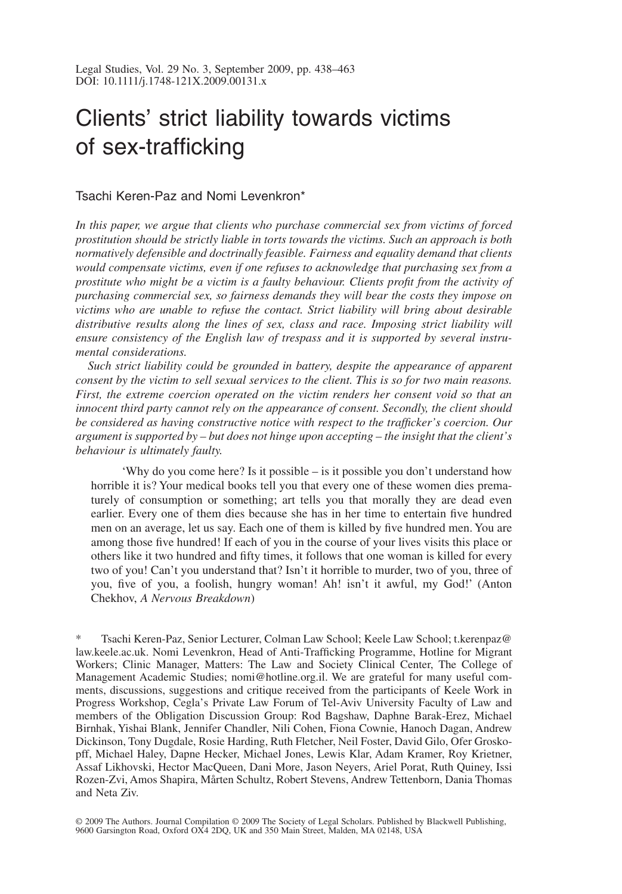Legal Studies, Vol. 29 No. 3, September 2009, pp. 438–463
DOI: 10.1111/j.1748-121X.2009.00131.x

# Clients' strict liability towards victims of sex-trafficking

Tsachi Keren-Paz and Nomi Levenkron*

*In this paper, we argue that clients who purchase commercial sex from victims of forced prostitution should be strictly liable in torts towards the victims. Such an approach is both normatively defensible and doctrinally feasible. Fairness and equality demand that clients would compensate victims, even if one refuses to acknowledge that purchasing sex from a prostitute who might be a victim is a faulty behaviour. Clients profit from the activity of purchasing commercial sex, so fairness demands they will bear the costs they impose on victims who are unable to refuse the contact. Strict liability will bring about desirable distributive results along the lines of sex, class and race. Imposing strict liability will ensure consistency of the English law of trespass and it is supported by several instrumental considerations.*

*Such strict liability could be grounded in battery, despite the appearance of apparent consent by the victim to sell sexual services to the client. This is so for two main reasons. First, the extreme coercion operated on the victim renders her consent void so that an innocent third party cannot rely on the appearance of consent. Secondly, the client should be considered as having constructive notice with respect to the trafficker's coercion. Our argument is supported by – but does not hinge upon accepting – the insight that the client's behaviour is ultimately faulty.*

> 'Why do you come here? Is it possible – is it possible you don't understand how horrible it is? Your medical books tell you that every one of these women dies prematurely of consumption or something; art tells you that morally they are dead even earlier. Every one of them dies because she has in her time to entertain five hundred men on an average, let us say. Each one of them is killed by five hundred men. You are among those five hundred! If each of you in the course of your lives visits this place or others like it two hundred and fifty times, it follows that one woman is killed for every two of you! Can't you understand that? Isn't it horrible to murder, two of you, three of you, five of you, a foolish, hungry woman! Ah! isn't it awful, my God!' (Anton Chekhov, *A Nervous Breakdown*)

\* Tsachi Keren-Paz, Senior Lecturer, Colman Law School; Keele Law School; t.kerenpaz@law.keele.ac.uk. Nomi Levenkron, Head of Anti-Trafficking Programme, Hotline for Migrant Workers; Clinic Manager, Matters: The Law and Society Clinical Center, The College of Management Academic Studies; nomi@hotline.org.il. We are grateful for many useful comments, discussions, suggestions and critique received from the participants of Keele Work in Progress Workshop, Cegla's Private Law Forum of Tel-Aviv University Faculty of Law and members of the Obligation Discussion Group: Rod Bagshaw, Daphne Barak-Erez, Michael Birnhak, Yishai Blank, Jennifer Chandler, Nili Cohen, Fiona Cownie, Hanoch Dagan, Andrew Dickinson, Tony Dugdale, Rosie Harding, Ruth Fletcher, Neil Foster, David Gilo, Ofer Grosskopff, Michael Haley, Dapne Hecker, Michael Jones, Lewis Klar, Adam Kramer, Roy Kreitner, Assaf Likhovski, Hector MacQueen, Dani More, Jason Neyers, Ariel Porat, Ruth Quiney, Issi Rozen-Zvi, Amos Shapira, Mårten Schultz, Robert Stevens, Andrew Tettenborn, Dania Thomas and Neta Ziv.

© 2009 The Authors. Journal Compilation © 2009 The Society of Legal Scholars. Published by Blackwell Publishing, 9600 Garsington Road, Oxford OX4 2DQ, UK and 350 Main Street, Malden, MA 02148, USA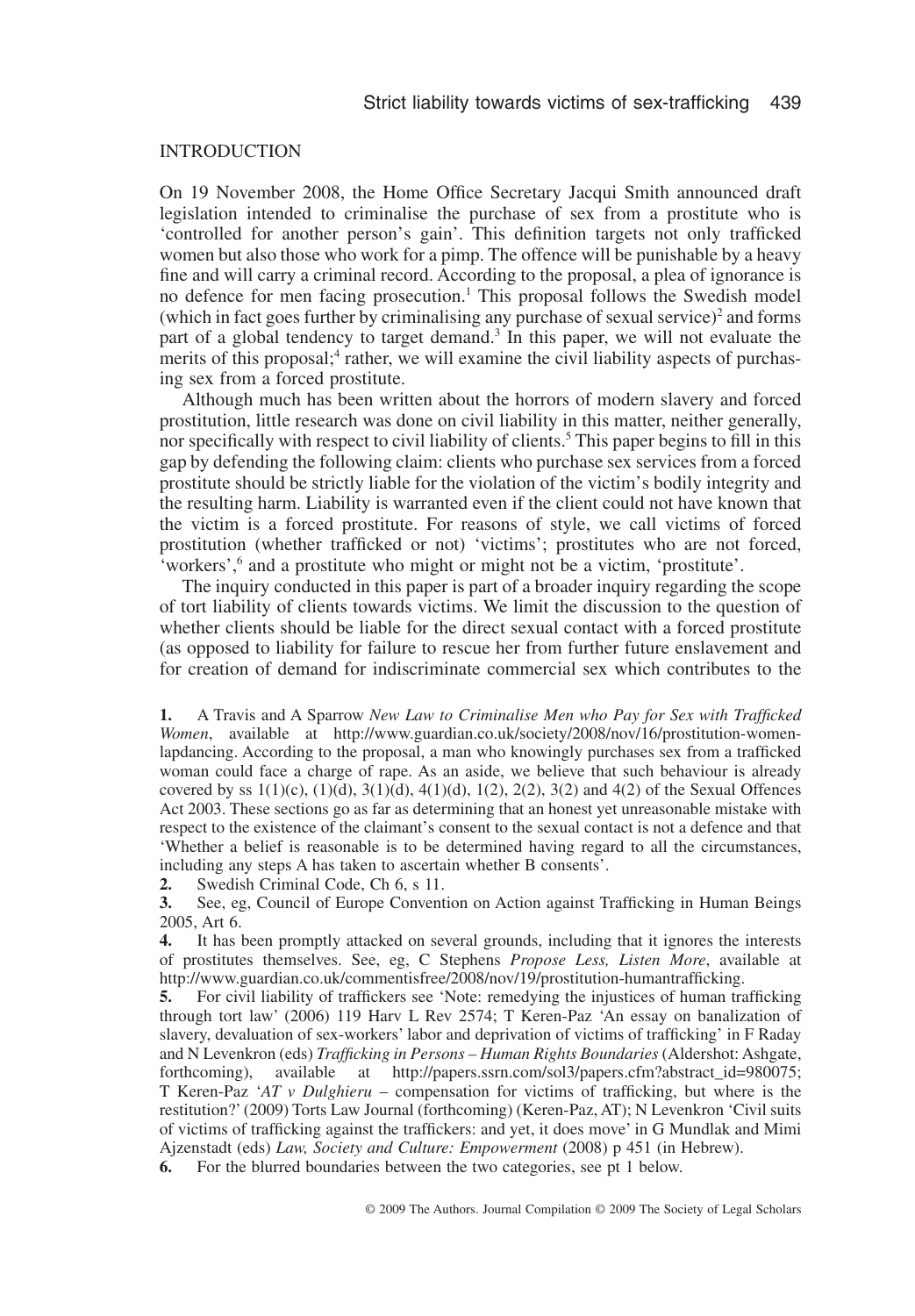## INTRODUCTION

On 19 November 2008, the Home Office Secretary Jacqui Smith announced draft legislation intended to criminalise the purchase of sex from a prostitute who is 'controlled for another person's gain'. This definition targets not only trafficked women but also those who work for a pimp. The offence will be punishable by a heavy fine and will carry a criminal record. According to the proposal, a plea of ignorance is no defence for men facing prosecution.[1] This proposal follows the Swedish model (which in fact goes further by criminalising any purchase of sexual service)[2] and forms part of a global tendency to target demand.[3] In this paper, we will not evaluate the merits of this proposal;[4] rather, we will examine the civil liability aspects of purchasing sex from a forced prostitute.

Although much has been written about the horrors of modern slavery and forced prostitution, little research was done on civil liability in this matter, neither generally, nor specifically with respect to civil liability of clients.[5] This paper begins to fill in this gap by defending the following claim: clients who purchase sex services from a forced prostitute should be strictly liable for the violation of the victim's bodily integrity and the resulting harm. Liability is warranted even if the client could not have known that the victim is a forced prostitute. For reasons of style, we call victims of forced prostitution (whether trafficked or not) 'victims'; prostitutes who are not forced, 'workers',[6] and a prostitute who might or might not be a victim, 'prostitute'.

The inquiry conducted in this paper is part of a broader inquiry regarding the scope of tort liability of clients towards victims. We limit the discussion to the question of whether clients should be liable for the direct sexual contact with a forced prostitute (as opposed to liability for failure to rescue her from further future enslavement and for creation of demand for indiscriminate commercial sex which contributes to the

**1.** A Travis and A Sparrow *New Law to Criminalise Men who Pay for Sex with Trafficked Women*, available at http://www.guardian.co.uk/society/2008/nov/16/prostitution-women-lapdancing. According to the proposal, a man who knowingly purchases sex from a trafficked woman could face a charge of rape. As an aside, we believe that such behaviour is already covered by ss 1(1)(c), (1)(d), 3(1)(d), 4(1)(d), 1(2), 2(2), 3(2) and 4(2) of the Sexual Offences Act 2003. These sections go as far as determining that an honest yet unreasonable mistake with respect to the existence of the claimant's consent to the sexual contact is not a defence and that 'Whether a belief is reasonable is to be determined having regard to all the circumstances, including any steps A has taken to ascertain whether B consents'.

**2.** Swedish Criminal Code, Ch 6, s 11.

**3.** See, eg, Council of Europe Convention on Action against Trafficking in Human Beings 2005, Art 6.

**4.** It has been promptly attacked on several grounds, including that it ignores the interests of prostitutes themselves. See, eg, C Stephens *Propose Less, Listen More*, available at http://www.guardian.co.uk/commentisfree/2008/nov/19/prostitution-humantrafficking.

**5.** For civil liability of traffickers see 'Note: remedying the injustices of human trafficking through tort law' (2006) 119 Harv L Rev 2574; T Keren-Paz 'An essay on banalization of slavery, devaluation of sex-workers' labor and deprivation of victims of trafficking' in F Raday and N Levenkron (eds) *Trafficking in Persons – Human Rights Boundaries* (Aldershot: Ashgate, forthcoming), available at http://papers.ssrn.com/sol3/papers.cfm?abstract_id=980075; T Keren-Paz '*AT v Dulghieru* – compensation for victims of trafficking, but where is the restitution?' (2009) Torts Law Journal (forthcoming) (Keren-Paz, AT); N Levenkron 'Civil suits of victims of trafficking against the traffickers: and yet, it does move' in G Mundlak and Mimi Ajzenstadt (eds) *Law, Society and Culture: Empowerment* (2008) p 451 (in Hebrew).

**6.** For the blurred boundaries between the two categories, see pt 1 below.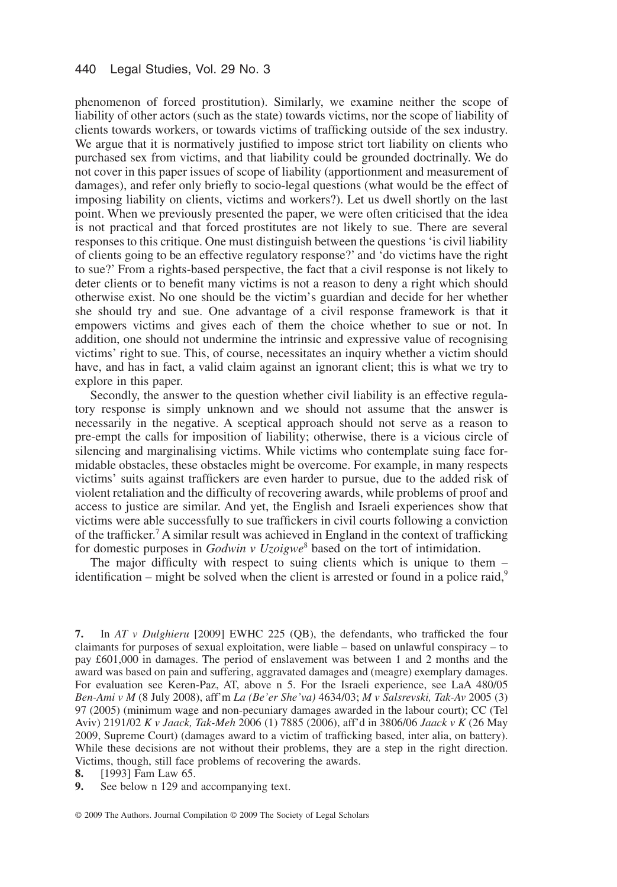phenomenon of forced prostitution). Similarly, we examine neither the scope of liability of other actors (such as the state) towards victims, nor the scope of liability of clients towards workers, or towards victims of trafficking outside of the sex industry. We argue that it is normatively justified to impose strict tort liability on clients who purchased sex from victims, and that liability could be grounded doctrinally. We do not cover in this paper issues of scope of liability (apportionment and measurement of damages), and refer only briefly to socio-legal questions (what would be the effect of imposing liability on clients, victims and workers?). Let us dwell shortly on the last point. When we previously presented the paper, we were often criticised that the idea is not practical and that forced prostitutes are not likely to sue. There are several responses to this critique. One must distinguish between the questions 'is civil liability of clients going to be an effective regulatory response?' and 'do victims have the right to sue?' From a rights-based perspective, the fact that a civil response is not likely to deter clients or to benefit many victims is not a reason to deny a right which should otherwise exist. No one should be the victim's guardian and decide for her whether she should try and sue. One advantage of a civil response framework is that it empowers victims and gives each of them the choice whether to sue or not. In addition, one should not undermine the intrinsic and expressive value of recognising victims' right to sue. This, of course, necessitates an inquiry whether a victim should have, and has in fact, a valid claim against an ignorant client; this is what we try to explore in this paper.

Secondly, the answer to the question whether civil liability is an effective regulatory response is simply unknown and we should not assume that the answer is necessarily in the negative. A sceptical approach should not serve as a reason to pre-empt the calls for imposition of liability; otherwise, there is a vicious circle of silencing and marginalising victims. While victims who contemplate suing face formidable obstacles, these obstacles might be overcome. For example, in many respects victims' suits against traffickers are even harder to pursue, due to the added risk of violent retaliation and the difficulty of recovering awards, while problems of proof and access to justice are similar. And yet, the English and Israeli experiences show that victims were able successfully to sue traffickers in civil courts following a conviction of the trafficker.[7] A similar result was achieved in England in the context of trafficking for domestic purposes in *Godwin v Uzoigwe*[8] based on the tort of intimidation.

The major difficulty with respect to suing clients which is unique to them – identification – might be solved when the client is arrested or found in a police raid,[9]

**7.** In *AT v Dulghieru* [2009] EWHC 225 (QB), the defendants, who trafficked the four claimants for purposes of sexual exploitation, were liable – based on unlawful conspiracy – to pay £601,000 in damages. The period of enslavement was between 1 and 2 months and the award was based on pain and suffering, aggravated damages and (meagre) exemplary damages. For evaluation see Keren-Paz, AT, above n 5. For the Israeli experience, see LaA 480/05 *Ben-Ami v M* (8 July 2008), aff'm *La (Be'er She'va)* 4634/03; *M v Salsrevski, Tak-Av* 2005 (3) 97 (2005) (minimum wage and non-pecuniary damages awarded in the labour court); CC (Tel Aviv) 2191/02 *K v Jaack, Tak-Meh* 2006 (1) 7885 (2006), aff'd in 3806/06 *Jaack v K* (26 May 2009, Supreme Court) (damages award to a victim of trafficking based, inter alia, on battery). While these decisions are not without their problems, they are a step in the right direction. Victims, though, still face problems of recovering the awards.

**8.** [1993] Fam Law 65.

**9.** See below n 129 and accompanying text.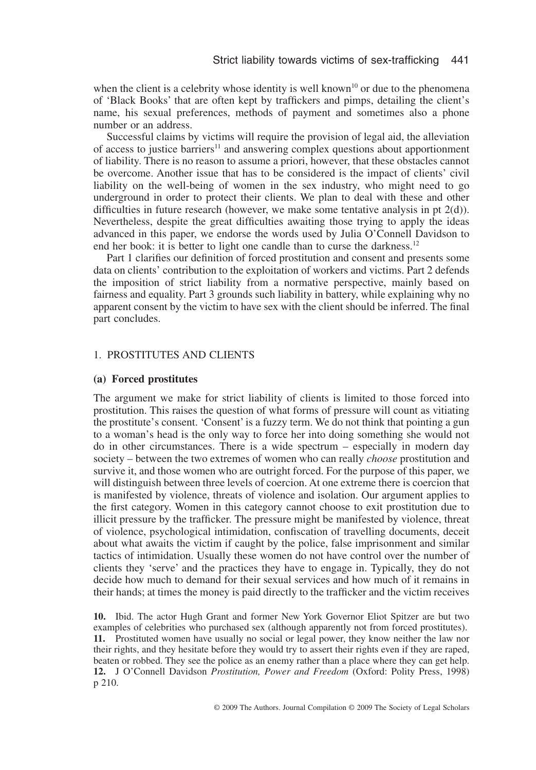when the client is a celebrity whose identity is well known[10] or due to the phenomena of 'Black Books' that are often kept by traffickers and pimps, detailing the client's name, his sexual preferences, methods of payment and sometimes also a phone number or an address.

Successful claims by victims will require the provision of legal aid, the alleviation of access to justice barriers[11] and answering complex questions about apportionment of liability. There is no reason to assume a priori, however, that these obstacles cannot be overcome. Another issue that has to be considered is the impact of clients' civil liability on the well-being of women in the sex industry, who might need to go underground in order to protect their clients. We plan to deal with these and other difficulties in future research (however, we make some tentative analysis in pt 2(d)). Nevertheless, despite the great difficulties awaiting those trying to apply the ideas advanced in this paper, we endorse the words used by Julia O'Connell Davidson to end her book: it is better to light one candle than to curse the darkness.[12]

Part 1 clarifies our definition of forced prostitution and consent and presents some data on clients' contribution to the exploitation of workers and victims. Part 2 defends the imposition of strict liability from a normative perspective, mainly based on fairness and equality. Part 3 grounds such liability in battery, while explaining why no apparent consent by the victim to have sex with the client should be inferred. The final part concludes.

## 1. PROSTITUTES AND CLIENTS

### (a) Forced prostitutes

The argument we make for strict liability of clients is limited to those forced into prostitution. This raises the question of what forms of pressure will count as vitiating the prostitute's consent. 'Consent' is a fuzzy term. We do not think that pointing a gun to a woman's head is the only way to force her into doing something she would not do in other circumstances. There is a wide spectrum – especially in modern day society – between the two extremes of women who can really *choose* prostitution and survive it, and those women who are outright forced. For the purpose of this paper, we will distinguish between three levels of coercion. At one extreme there is coercion that is manifested by violence, threats of violence and isolation. Our argument applies to the first category. Women in this category cannot choose to exit prostitution due to illicit pressure by the trafficker. The pressure might be manifested by violence, threat of violence, psychological intimidation, confiscation of travelling documents, deceit about what awaits the victim if caught by the police, false imprisonment and similar tactics of intimidation. Usually these women do not have control over the number of clients they 'serve' and the practices they have to engage in. Typically, they do not decide how much to demand for their sexual services and how much of it remains in their hands; at times the money is paid directly to the trafficker and the victim receives

**10.** Ibid. The actor Hugh Grant and former New York Governor Eliot Spitzer are but two examples of celebrities who purchased sex (although apparently not from forced prostitutes).
**11.** Prostituted women have usually no social or legal power, they know neither the law nor their rights, and they hesitate before they would try to assert their rights even if they are raped, beaten or robbed. They see the police as an enemy rather than a place where they can get help.
**12.** J O'Connell Davidson *Prostitution, Power and Freedom* (Oxford: Polity Press, 1998) p 210.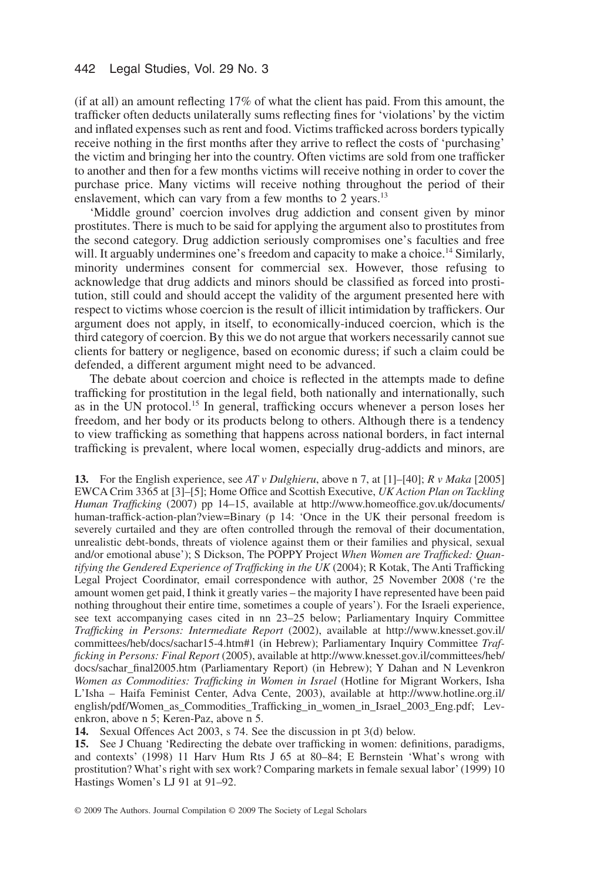(if at all) an amount reflecting 17% of what the client has paid. From this amount, the trafficker often deducts unilaterally sums reflecting fines for 'violations' by the victim and inflated expenses such as rent and food. Victims trafficked across borders typically receive nothing in the first months after they arrive to reflect the costs of 'purchasing' the victim and bringing her into the country. Often victims are sold from one trafficker to another and then for a few months victims will receive nothing in order to cover the purchase price. Many victims will receive nothing throughout the period of their enslavement, which can vary from a few months to 2 years.[13]

'Middle ground' coercion involves drug addiction and consent given by minor prostitutes. There is much to be said for applying the argument also to prostitutes from the second category. Drug addiction seriously compromises one's faculties and free will. It arguably undermines one's freedom and capacity to make a choice.[14] Similarly, minority undermines consent for commercial sex. However, those refusing to acknowledge that drug addicts and minors should be classified as forced into prostitution, still could and should accept the validity of the argument presented here with respect to victims whose coercion is the result of illicit intimidation by traffickers. Our argument does not apply, in itself, to economically-induced coercion, which is the third category of coercion. By this we do not argue that workers necessarily cannot sue clients for battery or negligence, based on economic duress; if such a claim could be defended, a different argument might need to be advanced.

The debate about coercion and choice is reflected in the attempts made to define trafficking for prostitution in the legal field, both nationally and internationally, such as in the UN protocol.[15] In general, trafficking occurs whenever a person loses her freedom, and her body or its products belong to others. Although there is a tendency to view trafficking as something that happens across national borders, in fact internal trafficking is prevalent, where local women, especially drug-addicts and minors, are

**13.** For the English experience, see *AT v Dulghieru*, above n 7, at [1]–[40]; *R v Maka* [2005] EWCA Crim 3365 at [3]–[5]; Home Office and Scottish Executive, *UK Action Plan on Tackling Human Trafficking* (2007) pp 14–15, available at http://www.homeoffice.gov.uk/documents/human-traffick-action-plan?view=Binary (p 14: 'Once in the UK their personal freedom is severely curtailed and they are often controlled through the removal of their documentation, unrealistic debt-bonds, threats of violence against them or their families and physical, sexual and/or emotional abuse'); S Dickson, The POPPY Project *When Women are Trafficked: Quantifying the Gendered Experience of Trafficking in the UK* (2004); R Kotak, The Anti Trafficking Legal Project Coordinator, email correspondence with author, 25 November 2008 ('re the amount women get paid, I think it greatly varies – the majority I have represented have been paid nothing throughout their entire time, sometimes a couple of years'). For the Israeli experience, see text accompanying cases cited in nn 23–25 below; Parliamentary Inquiry Committee *Trafficking in Persons: Intermediate Report* (2002), available at http://www.knesset.gov.il/committees/heb/docs/sachar15-4.htm#1 (in Hebrew); Parliamentary Inquiry Committee *Trafficking in Persons: Final Report* (2005), available at http://www.knesset.gov.il/committees/heb/docs/sachar_final2005.htm (Parliamentary Report) (in Hebrew); Y Dahan and N Levenkron *Women as Commodities: Trafficking in Women in Israel* (Hotline for Migrant Workers, Isha L'Isha – Haifa Feminist Center, Adva Cente, 2003), available at http://www.hotline.org.il/english/pdf/Women_as_Commodities_Trafficking_in_women_in_Israel_2003_Eng.pdf; Levenkron, above n 5; Keren-Paz, above n 5.

**14.** Sexual Offences Act 2003, s 74. See the discussion in pt 3(d) below.

**15.** See J Chuang 'Redirecting the debate over trafficking in women: definitions, paradigms, and contexts' (1998) 11 Harv Hum Rts J 65 at 80–84; E Bernstein 'What's wrong with prostitution? What's right with sex work? Comparing markets in female sexual labor' (1999) 10 Hastings Women's LJ 91 at 91–92.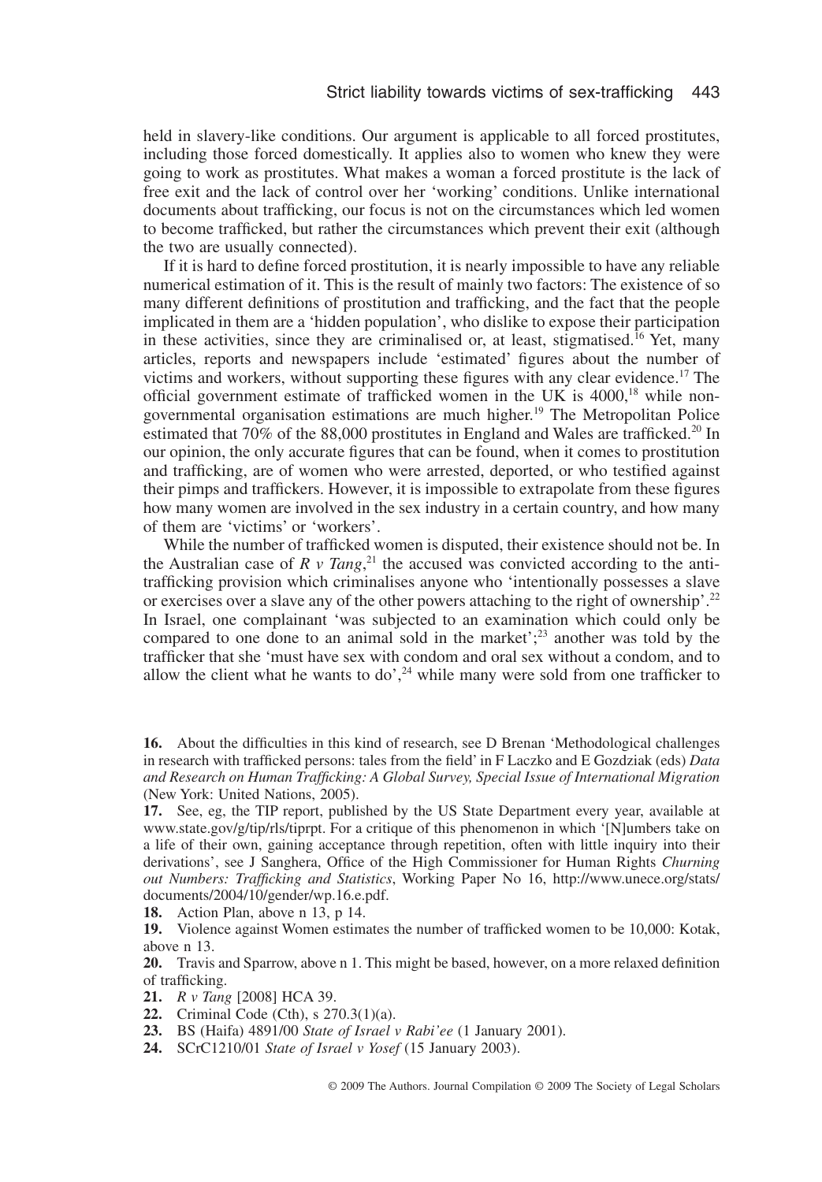held in slavery-like conditions. Our argument is applicable to all forced prostitutes, including those forced domestically. It applies also to women who knew they were going to work as prostitutes. What makes a woman a forced prostitute is the lack of free exit and the lack of control over her 'working' conditions. Unlike international documents about trafficking, our focus is not on the circumstances which led women to become trafficked, but rather the circumstances which prevent their exit (although the two are usually connected).

If it is hard to define forced prostitution, it is nearly impossible to have any reliable numerical estimation of it. This is the result of mainly two factors: The existence of so many different definitions of prostitution and trafficking, and the fact that the people implicated in them are a 'hidden population', who dislike to expose their participation in these activities, since they are criminalised or, at least, stigmatised.[16] Yet, many articles, reports and newspapers include 'estimated' figures about the number of victims and workers, without supporting these figures with any clear evidence.[17] The official government estimate of trafficked women in the UK is 4000,[18] while non-governmental organisation estimations are much higher.[19] The Metropolitan Police estimated that 70% of the 88,000 prostitutes in England and Wales are trafficked.[20] In our opinion, the only accurate figures that can be found, when it comes to prostitution and trafficking, are of women who were arrested, deported, or who testified against their pimps and traffickers. However, it is impossible to extrapolate from these figures how many women are involved in the sex industry in a certain country, and how many of them are 'victims' or 'workers'.

While the number of trafficked women is disputed, their existence should not be. In the Australian case of *R v Tang*,[21] the accused was convicted according to the anti-trafficking provision which criminalises anyone who 'intentionally possesses a slave or exercises over a slave any of the other powers attaching to the right of ownership'.[22] In Israel, one complainant 'was subjected to an examination which could only be compared to one done to an animal sold in the market';[23] another was told by the trafficker that she 'must have sex with condom and oral sex without a condom, and to allow the client what he wants to do',[24] while many were sold from one trafficker to

**16.** About the difficulties in this kind of research, see D Brenan 'Methodological challenges in research with trafficked persons: tales from the field' in F Laczko and E Gozdziak (eds) *Data and Research on Human Trafficking: A Global Survey, Special Issue of International Migration* (New York: United Nations, 2005).

**17.** See, eg, the TIP report, published by the US State Department every year, available at www.state.gov/g/tip/rls/tiprpt. For a critique of this phenomenon in which '[N]umbers take on a life of their own, gaining acceptance through repetition, often with little inquiry into their derivations', see J Sanghera, Office of the High Commissioner for Human Rights *Churning out Numbers: Trafficking and Statistics*, Working Paper No 16, http://www.unece.org/stats/documents/2004/10/gender/wp.16.e.pdf.

**18.** Action Plan, above n 13, p 14.

**19.** Violence against Women estimates the number of trafficked women to be 10,000: Kotak, above n 13.

**20.** Travis and Sparrow, above n 1. This might be based, however, on a more relaxed definition of trafficking.

**21.** *R v Tang* [2008] HCA 39.

**22.** Criminal Code (Cth), s 270.3(1)(a).

**23.** BS (Haifa) 4891/00 *State of Israel v Rabi'ee* (1 January 2001).

**24.** SCrC1210/01 *State of Israel v Yosef* (15 January 2003).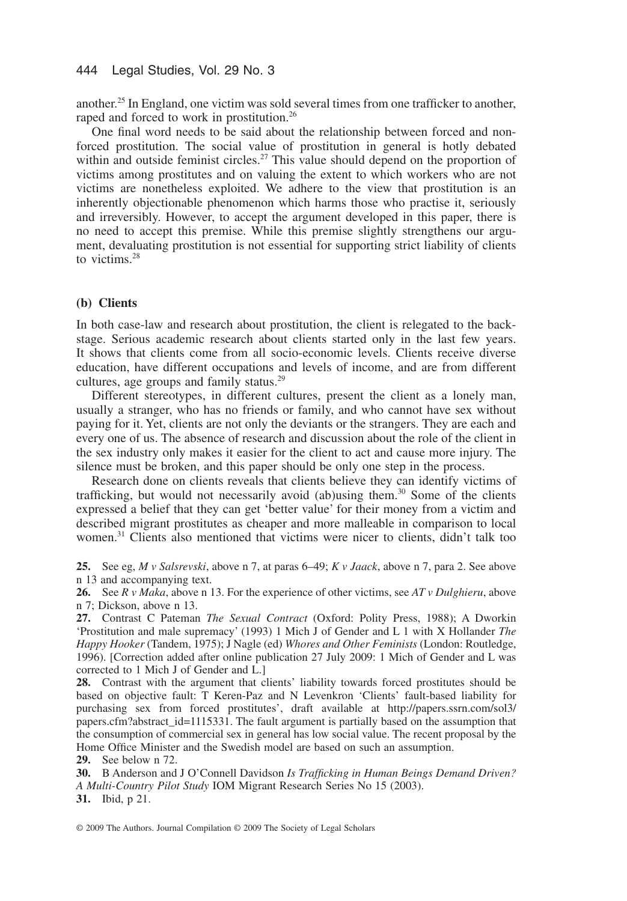another.[25] In England, one victim was sold several times from one trafficker to another, raped and forced to work in prostitution.[26]

One final word needs to be said about the relationship between forced and non-forced prostitution. The social value of prostitution in general is hotly debated within and outside feminist circles.[27] This value should depend on the proportion of victims among prostitutes and on valuing the extent to which workers who are not victims are nonetheless exploited. We adhere to the view that prostitution is an inherently objectionable phenomenon which harms those who practise it, seriously and irreversibly. However, to accept the argument developed in this paper, there is no need to accept this premise. While this premise slightly strengthens our argument, devaluating prostitution is not essential for supporting strict liability of clients to victims.[28]

### (b) Clients

In both case-law and research about prostitution, the client is relegated to the backstage. Serious academic research about clients started only in the last few years. It shows that clients come from all socio-economic levels. Clients receive diverse education, have different occupations and levels of income, and are from different cultures, age groups and family status.[29]

Different stereotypes, in different cultures, present the client as a lonely man, usually a stranger, who has no friends or family, and who cannot have sex without paying for it. Yet, clients are not only the deviants or the strangers. They are each and every one of us. The absence of research and discussion about the role of the client in the sex industry only makes it easier for the client to act and cause more injury. The silence must be broken, and this paper should be only one step in the process.

Research done on clients reveals that clients believe they can identify victims of trafficking, but would not necessarily avoid (ab)using them.[30] Some of the clients expressed a belief that they can get 'better value' for their money from a victim and described migrant prostitutes as cheaper and more malleable in comparison to local women.[31] Clients also mentioned that victims were nicer to clients, didn't talk too

---

**25.** See eg, *M v Salsrevski*, above n 7, at paras 6–49; *K v Jaack*, above n 7, para 2. See above n 13 and accompanying text.

**26.** See *R v Maka*, above n 13. For the experience of other victims, see *AT v Dulghieru*, above n 7; Dickson, above n 13.

**27.** Contrast C Pateman *The Sexual Contract* (Oxford: Polity Press, 1988); A Dworkin 'Prostitution and male supremacy' (1993) 1 Mich J of Gender and L 1 with X Hollander *The Happy Hooker* (Tandem, 1975); J Nagle (ed) *Whores and Other Feminists* (London: Routledge, 1996). [Correction added after online publication 27 July 2009: 1 Mich of Gender and L was corrected to 1 Mich J of Gender and L.]

**28.** Contrast with the argument that clients' liability towards forced prostitutes should be based on objective fault: T Keren-Paz and N Levenkron 'Clients' fault-based liability for purchasing sex from forced prostitutes', draft available at http://papers.ssrn.com/sol3/papers.cfm?abstract_id=1115331. The fault argument is partially based on the assumption that the consumption of commercial sex in general has low social value. The recent proposal by the Home Office Minister and the Swedish model are based on such an assumption.

**29.** See below n 72.

**30.** B Anderson and J O'Connell Davidson *Is Trafficking in Human Beings Demand Driven? A Multi-Country Pilot Study* IOM Migrant Research Series No 15 (2003).

**31.** Ibid, p 21.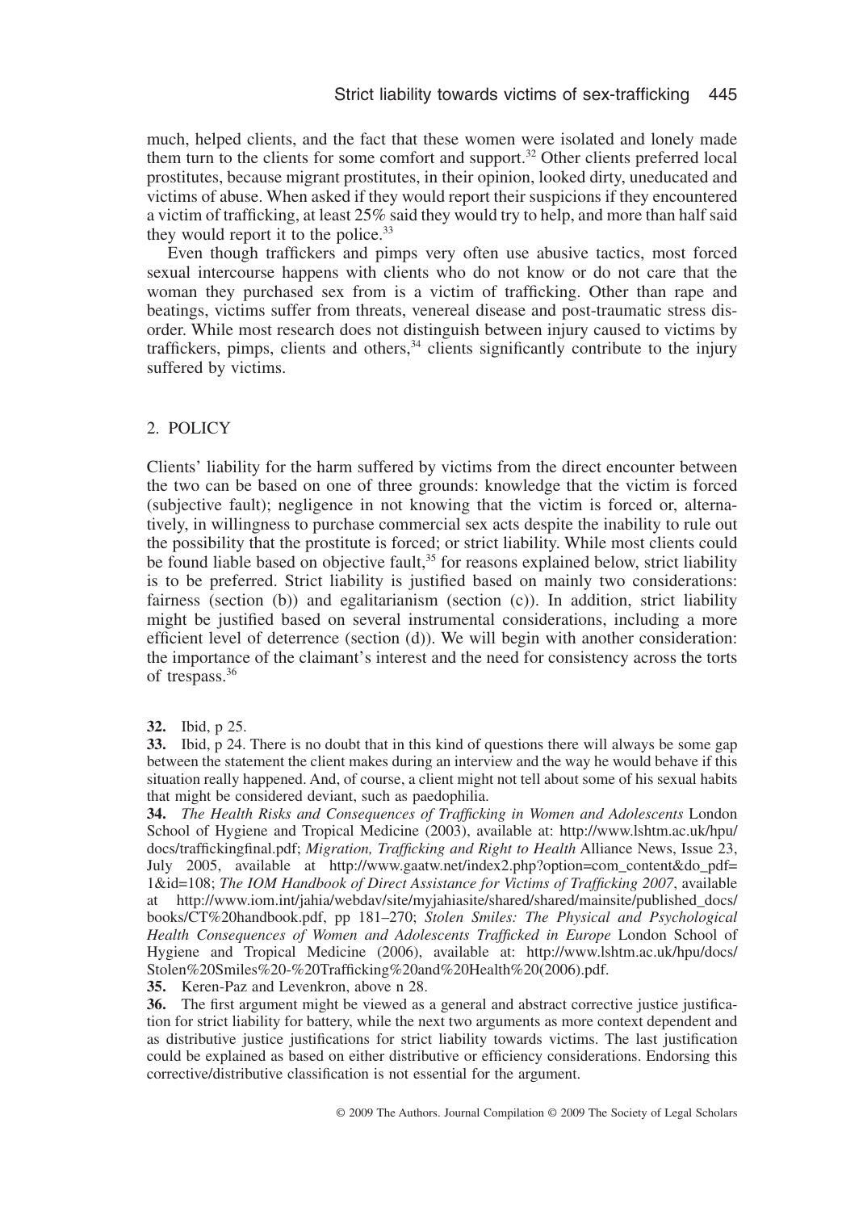much, helped clients, and the fact that these women were isolated and lonely made them turn to the clients for some comfort and support.[32] Other clients preferred local prostitutes, because migrant prostitutes, in their opinion, looked dirty, uneducated and victims of abuse. When asked if they would report their suspicions if they encountered a victim of trafficking, at least 25% said they would try to help, and more than half said they would report it to the police.[33]

Even though traffickers and pimps very often use abusive tactics, most forced sexual intercourse happens with clients who do not know or do not care that the woman they purchased sex from is a victim of trafficking. Other than rape and beatings, victims suffer from threats, venereal disease and post-traumatic stress disorder. While most research does not distinguish between injury caused to victims by traffickers, pimps, clients and others,[34] clients significantly contribute to the injury suffered by victims.

## 2. POLICY

Clients' liability for the harm suffered by victims from the direct encounter between the two can be based on one of three grounds: knowledge that the victim is forced (subjective fault); negligence in not knowing that the victim is forced or, alternatively, in willingness to purchase commercial sex acts despite the inability to rule out the possibility that the prostitute is forced; or strict liability. While most clients could be found liable based on objective fault,[35] for reasons explained below, strict liability is to be preferred. Strict liability is justified based on mainly two considerations: fairness (section (b)) and egalitarianism (section (c)). In addition, strict liability might be justified based on several instrumental considerations, including a more efficient level of deterrence (section (d)). We will begin with another consideration: the importance of the claimant's interest and the need for consistency across the torts of trespass.[36]

**32.** Ibid, p 25.

**33.** Ibid, p 24. There is no doubt that in this kind of questions there will always be some gap between the statement the client makes during an interview and the way he would behave if this situation really happened. And, of course, a client might not tell about some of his sexual habits that might be considered deviant, such as paedophilia.

**34.** *The Health Risks and Consequences of Trafficking in Women and Adolescents* London School of Hygiene and Tropical Medicine (2003), available at: http://www.lshtm.ac.uk/hpu/docs/traffickingfinal.pdf; *Migration, Trafficking and Right to Health* Alliance News, Issue 23, July 2005, available at http://www.gaatw.net/index2.php?option=com_content&do_pdf=1&id=108; *The IOM Handbook of Direct Assistance for Victims of Trafficking 2007*, available at http://www.iom.int/jahia/webdav/site/myjahiasite/shared/shared/mainsite/published_docs/books/CT%20handbook.pdf, pp 181–270; *Stolen Smiles: The Physical and Psychological Health Consequences of Women and Adolescents Trafficked in Europe* London School of Hygiene and Tropical Medicine (2006), available at: http://www.lshtm.ac.uk/hpu/docs/Stolen%20Smiles%20-%20Trafficking%20and%20Health%20(2006).pdf.

**35.** Keren-Paz and Levenkron, above n 28.

**36.** The first argument might be viewed as a general and abstract corrective justice justification for strict liability for battery, while the next two arguments as more context dependent and as distributive justice justifications for strict liability towards victims. The last justification could be explained as based on either distributive or efficiency considerations. Endorsing this corrective/distributive classification is not essential for the argument.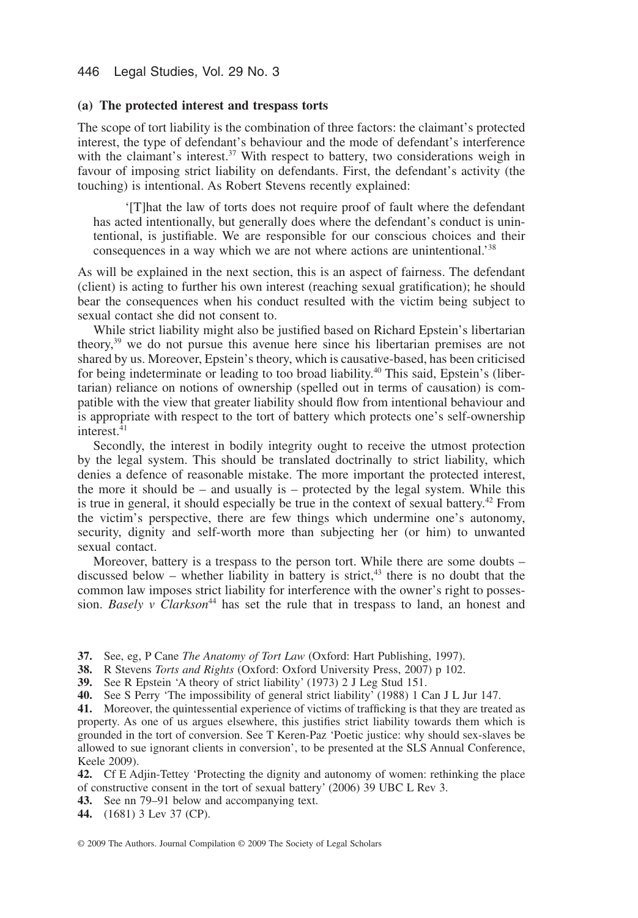### (a) The protected interest and trespass torts

The scope of tort liability is the combination of three factors: the claimant's protected interest, the type of defendant's behaviour and the mode of defendant's interference with the claimant's interest.[37] With respect to battery, two considerations weigh in favour of imposing strict liability on defendants. First, the defendant's activity (the touching) is intentional. As Robert Stevens recently explained:

> '[T]hat the law of torts does not require proof of fault where the defendant has acted intentionally, but generally does where the defendant's conduct is unintentional, is justifiable. We are responsible for our conscious choices and their consequences in a way which we are not where actions are unintentional.'[38]

As will be explained in the next section, this is an aspect of fairness. The defendant (client) is acting to further his own interest (reaching sexual gratification); he should bear the consequences when his conduct resulted with the victim being subject to sexual contact she did not consent to.

While strict liability might also be justified based on Richard Epstein's libertarian theory,[39] we do not pursue this avenue here since his libertarian premises are not shared by us. Moreover, Epstein's theory, which is causative-based, has been criticised for being indeterminate or leading to too broad liability.[40] This said, Epstein's (libertarian) reliance on notions of ownership (spelled out in terms of causation) is compatible with the view that greater liability should flow from intentional behaviour and is appropriate with respect to the tort of battery which protects one's self-ownership interest.[41]

Secondly, the interest in bodily integrity ought to receive the utmost protection by the legal system. This should be translated doctrinally to strict liability, which denies a defence of reasonable mistake. The more important the protected interest, the more it should be – and usually is – protected by the legal system. While this is true in general, it should especially be true in the context of sexual battery.[42] From the victim's perspective, there are few things which undermine one's autonomy, security, dignity and self-worth more than subjecting her (or him) to unwanted sexual contact.

Moreover, battery is a trespass to the person tort. While there are some doubts – discussed below – whether liability in battery is strict,[43] there is no doubt that the common law imposes strict liability for interference with the owner's right to possession. *Basely v Clarkson*[44] has set the rule that in trespass to land, an honest and

**37.** See, eg, P Cane *The Anatomy of Tort Law* (Oxford: Hart Publishing, 1997).

**38.** R Stevens *Torts and Rights* (Oxford: Oxford University Press, 2007) p 102.

**39.** See R Epstein 'A theory of strict liability' (1973) 2 J Leg Stud 151.

**40.** See S Perry 'The impossibility of general strict liability' (1988) 1 Can J L Jur 147.

**41.** Moreover, the quintessential experience of victims of trafficking is that they are treated as property. As one of us argues elsewhere, this justifies strict liability towards them which is grounded in the tort of conversion. See T Keren-Paz 'Poetic justice: why should sex-slaves be allowed to sue ignorant clients in conversion', to be presented at the SLS Annual Conference, Keele 2009).

**42.** Cf E Adjin-Tettey 'Protecting the dignity and autonomy of women: rethinking the place of constructive consent in the tort of sexual battery' (2006) 39 UBC L Rev 3.

**43.** See nn 79–91 below and accompanying text.

**44.** (1681) 3 Lev 37 (CP).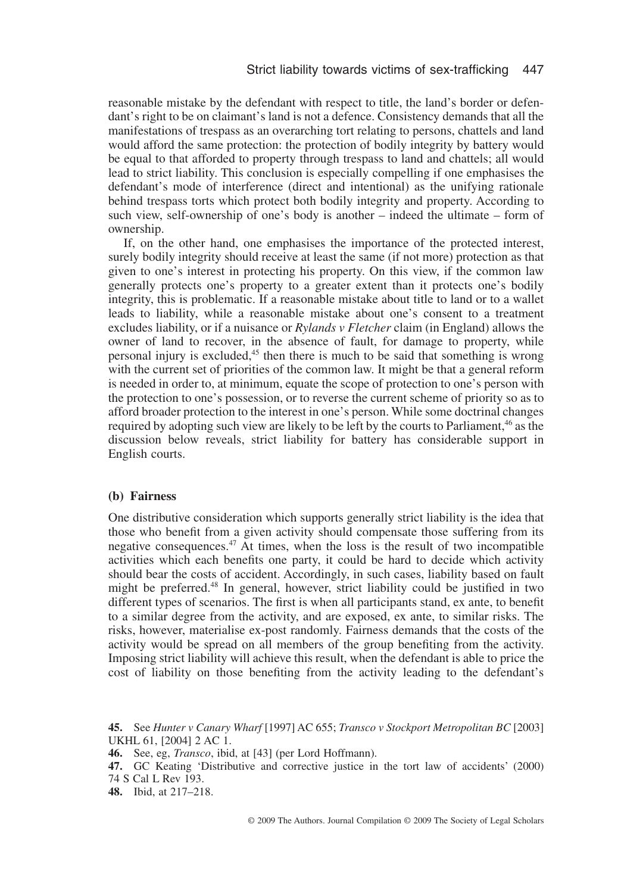reasonable mistake by the defendant with respect to title, the land's border or defendant's right to be on claimant's land is not a defence. Consistency demands that all the manifestations of trespass as an overarching tort relating to persons, chattels and land would afford the same protection: the protection of bodily integrity by battery would be equal to that afforded to property through trespass to land and chattels; all would lead to strict liability. This conclusion is especially compelling if one emphasises the defendant's mode of interference (direct and intentional) as the unifying rationale behind trespass torts which protect both bodily integrity and property. According to such view, self-ownership of one's body is another – indeed the ultimate – form of ownership.

If, on the other hand, one emphasises the importance of the protected interest, surely bodily integrity should receive at least the same (if not more) protection as that given to one's interest in protecting his property. On this view, if the common law generally protects one's property to a greater extent than it protects one's bodily integrity, this is problematic. If a reasonable mistake about title to land or to a wallet leads to liability, while a reasonable mistake about one's consent to a treatment excludes liability, or if a nuisance or *Rylands v Fletcher* claim (in England) allows the owner of land to recover, in the absence of fault, for damage to property, while personal injury is excluded,[45] then there is much to be said that something is wrong with the current set of priorities of the common law. It might be that a general reform is needed in order to, at minimum, equate the scope of protection to one's person with the protection to one's possession, or to reverse the current scheme of priority so as to afford broader protection to the interest in one's person. While some doctrinal changes required by adopting such view are likely to be left by the courts to Parliament,[46] as the discussion below reveals, strict liability for battery has considerable support in English courts.

### (b) Fairness

One distributive consideration which supports generally strict liability is the idea that those who benefit from a given activity should compensate those suffering from its negative consequences.[47] At times, when the loss is the result of two incompatible activities which each benefits one party, it could be hard to decide which activity should bear the costs of accident. Accordingly, in such cases, liability based on fault might be preferred.[48] In general, however, strict liability could be justified in two different types of scenarios. The first is when all participants stand, ex ante, to benefit to a similar degree from the activity, and are exposed, ex ante, to similar risks. The risks, however, materialise ex-post randomly. Fairness demands that the costs of the activity would be spread on all members of the group benefiting from the activity. Imposing strict liability will achieve this result, when the defendant is able to price the cost of liability on those benefiting from the activity leading to the defendant's

**45.** See *Hunter v Canary Wharf* [1997] AC 655; *Transco v Stockport Metropolitan BC* [2003] UKHL 61, [2004] 2 AC 1.

**46.** See, eg, *Transco*, ibid, at [43] (per Lord Hoffmann).

**47.** GC Keating 'Distributive and corrective justice in the tort law of accidents' (2000) 74 S Cal L Rev 193.

**48.** Ibid, at 217–218.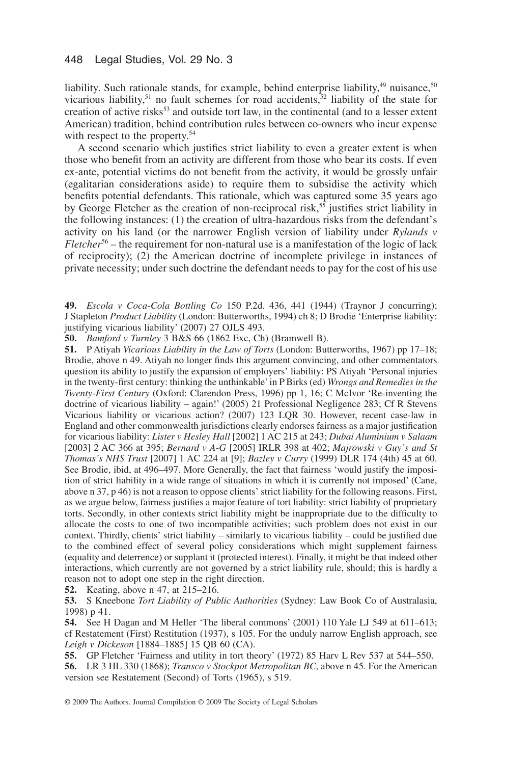liability. Such rationale stands, for example, behind enterprise liability,[49] nuisance,[50] vicarious liability,[51] no fault schemes for road accidents,[52] liability of the state for creation of active risks[53] and outside tort law, in the continental (and to a lesser extent American) tradition, behind contribution rules between co-owners who incur expense with respect to the property.[54]

A second scenario which justifies strict liability to even a greater extent is when those who benefit from an activity are different from those who bear its costs. If even ex-ante, potential victims do not benefit from the activity, it would be grossly unfair (egalitarian considerations aside) to require them to subsidise the activity which benefits potential defendants. This rationale, which was captured some 35 years ago by George Fletcher as the creation of non-reciprocal risk,[55] justifies strict liability in the following instances: (1) the creation of ultra-hazardous risks from the defendant's activity on his land (or the narrower English version of liability under *Rylands v Fletcher*[56] – the requirement for non-natural use is a manifestation of the logic of lack of reciprocity); (2) the American doctrine of incomplete privilege in instances of private necessity; under such doctrine the defendant needs to pay for the cost of his use

**49.** *Escola v Coca-Cola Bottling Co* 150 P.2d. 436, 441 (1944) (Traynor J concurring); J Stapleton *Product Liability* (London: Butterworths, 1994) ch 8; D Brodie 'Enterprise liability: justifying vicarious liability' (2007) 27 OJLS 493.

**50.** *Bamford v Turnley* 3 B&S 66 (1862 Exc, Ch) (Bramwell B).

**51.** P Atiyah *Vicarious Liability in the Law of Torts* (London: Butterworths, 1967) pp 17–18; Brodie, above n 49. Atiyah no longer finds this argument convincing, and other commentators question its ability to justify the expansion of employers' liability: PS Atiyah 'Personal injuries in the twenty-first century: thinking the unthinkable' in P Birks (ed) *Wrongs and Remedies in the Twenty-First Century* (Oxford: Clarendon Press, 1996) pp 1, 16; C McIvor 'Re-inventing the doctrine of vicarious liability – again!' (2005) 21 Professional Negligence 283; Cf R Stevens Vicarious liability or vicarious action? (2007) 123 LQR 30. However, recent case-law in England and other commonwealth jurisdictions clearly endorses fairness as a major justification for vicarious liability: *Lister v Hesley Hall* [2002] 1 AC 215 at 243; *Dubai Aluminium v Salaam* [2003] 2 AC 366 at 395; *Bernard v A-G* [2005] IRLR 398 at 402; *Majrowski v Guy's and St Thomas's NHS Trust* [2007] 1 AC 224 at [9]; *Bazley v Curry* (1999) DLR 174 (4th) 45 at 60. See Brodie, ibid, at 496–497. More Generally, the fact that fairness 'would justify the imposition of strict liability in a wide range of situations in which it is currently not imposed' (Cane, above n 37, p 46) is not a reason to oppose clients' strict liability for the following reasons. First, as we argue below, fairness justifies a major feature of tort liability: strict liability of proprietary torts. Secondly, in other contexts strict liability might be inappropriate due to the difficulty to allocate the costs to one of two incompatible activities; such problem does not exist in our context. Thirdly, clients' strict liability – similarly to vicarious liability – could be justified due to the combined effect of several policy considerations which might supplement fairness (equality and deterrence) or supplant it (protected interest). Finally, it might be that indeed other interactions, which currently are not governed by a strict liability rule, should; this is hardly a reason not to adopt one step in the right direction.

**52.** Keating, above n 47, at 215–216.

**53.** S Kneebone *Tort Liability of Public Authorities* (Sydney: Law Book Co of Australasia, 1998) p 41.

**54.** See H Dagan and M Heller 'The liberal commons' (2001) 110 Yale LJ 549 at 611–613; cf Restatement (First) Restitution (1937), s 105. For the unduly narrow English approach, see *Leigh v Dickeson* [1884–1885] 15 QB 60 (CA).

**55.** GP Fletcher 'Fairness and utility in tort theory' (1972) 85 Harv L Rev 537 at 544–550.

**56.** LR 3 HL 330 (1868); *Transco v Stockpot Metropolitan BC*, above n 45. For the American version see Restatement (Second) of Torts (1965), s 519.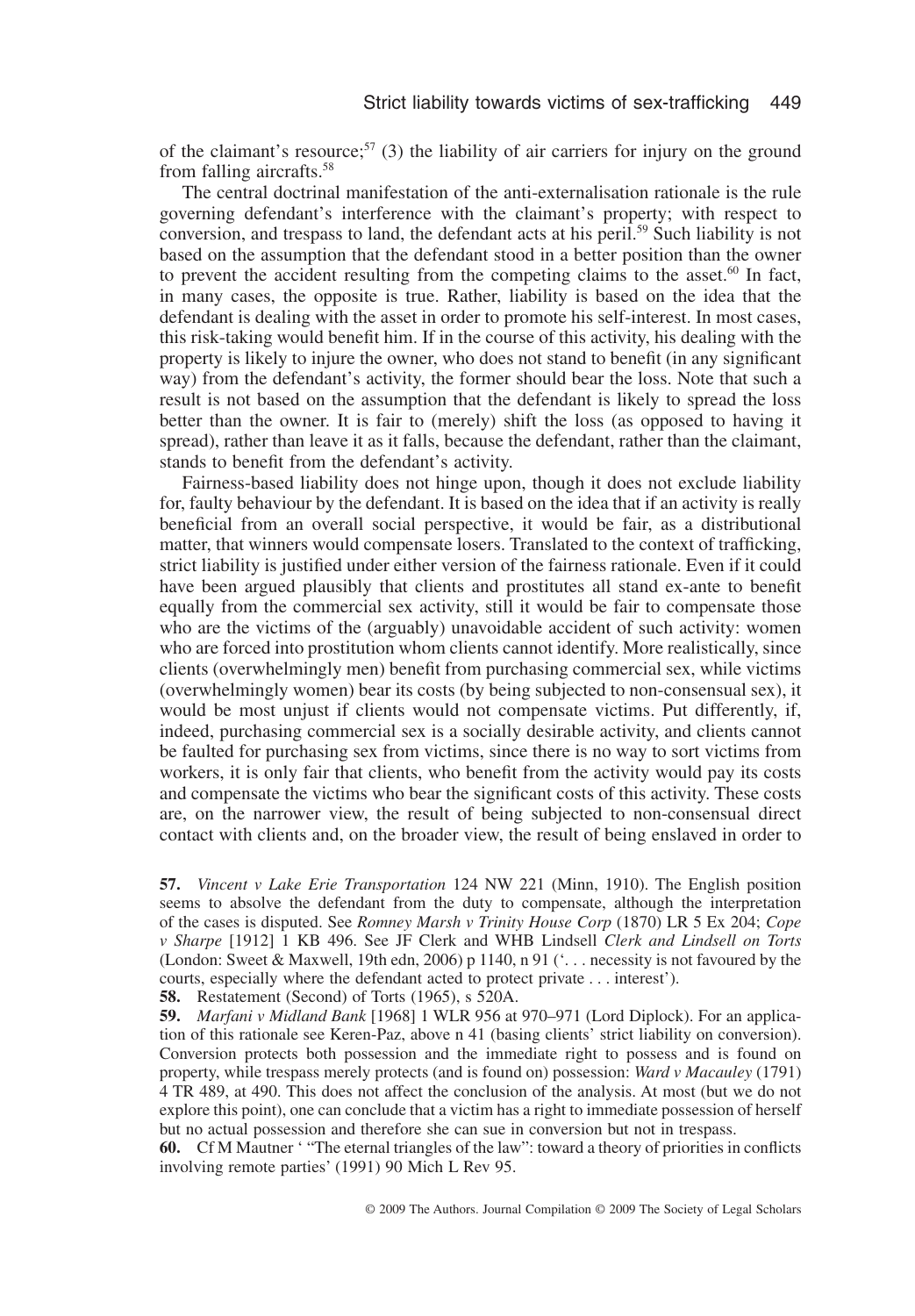of the claimant's resource;[57] (3) the liability of air carriers for injury on the ground from falling aircrafts.[58]

The central doctrinal manifestation of the anti-externalisation rationale is the rule governing defendant's interference with the claimant's property; with respect to conversion, and trespass to land, the defendant acts at his peril.[59] Such liability is not based on the assumption that the defendant stood in a better position than the owner to prevent the accident resulting from the competing claims to the asset.[60] In fact, in many cases, the opposite is true. Rather, liability is based on the idea that the defendant is dealing with the asset in order to promote his self-interest. In most cases, this risk-taking would benefit him. If in the course of this activity, his dealing with the property is likely to injure the owner, who does not stand to benefit (in any significant way) from the defendant's activity, the former should bear the loss. Note that such a result is not based on the assumption that the defendant is likely to spread the loss better than the owner. It is fair to (merely) shift the loss (as opposed to having it spread), rather than leave it as it falls, because the defendant, rather than the claimant, stands to benefit from the defendant's activity.

Fairness-based liability does not hinge upon, though it does not exclude liability for, faulty behaviour by the defendant. It is based on the idea that if an activity is really beneficial from an overall social perspective, it would be fair, as a distributional matter, that winners would compensate losers. Translated to the context of trafficking, strict liability is justified under either version of the fairness rationale. Even if it could have been argued plausibly that clients and prostitutes all stand ex-ante to benefit equally from the commercial sex activity, still it would be fair to compensate those who are the victims of the (arguably) unavoidable accident of such activity: women who are forced into prostitution whom clients cannot identify. More realistically, since clients (overwhelmingly men) benefit from purchasing commercial sex, while victims (overwhelmingly women) bear its costs (by being subjected to non-consensual sex), it would be most unjust if clients would not compensate victims. Put differently, if, indeed, purchasing commercial sex is a socially desirable activity, and clients cannot be faulted for purchasing sex from victims, since there is no way to sort victims from workers, it is only fair that clients, who benefit from the activity would pay its costs and compensate the victims who bear the significant costs of this activity. These costs are, on the narrower view, the result of being subjected to non-consensual direct contact with clients and, on the broader view, the result of being enslaved in order to

**57.** *Vincent v Lake Erie Transportation* 124 NW 221 (Minn, 1910). The English position seems to absolve the defendant from the duty to compensate, although the interpretation of the cases is disputed. See *Romney Marsh v Trinity House Corp* (1870) LR 5 Ex 204; *Cope v Sharpe* [1912] 1 KB 496. See JF Clerk and WHB Lindsell *Clerk and Lindsell on Torts* (London: Sweet & Maxwell, 19th edn, 2006) p 1140, n 91 ('. . . necessity is not favoured by the courts, especially where the defendant acted to protect private . . . interest').

**58.** Restatement (Second) of Torts (1965), s 520A.

**59.** *Marfani v Midland Bank* [1968] 1 WLR 956 at 970–971 (Lord Diplock). For an application of this rationale see Keren-Paz, above n 41 (basing clients' strict liability on conversion). Conversion protects both possession and the immediate right to possess and is found on property, while trespass merely protects (and is found on) possession: *Ward v Macauley* (1791) 4 TR 489, at 490. This does not affect the conclusion of the analysis. At most (but we do not explore this point), one can conclude that a victim has a right to immediate possession of herself but no actual possession and therefore she can sue in conversion but not in trespass.

**60.** Cf M Mautner ' "The eternal triangles of the law": toward a theory of priorities in conflicts involving remote parties' (1991) 90 Mich L Rev 95.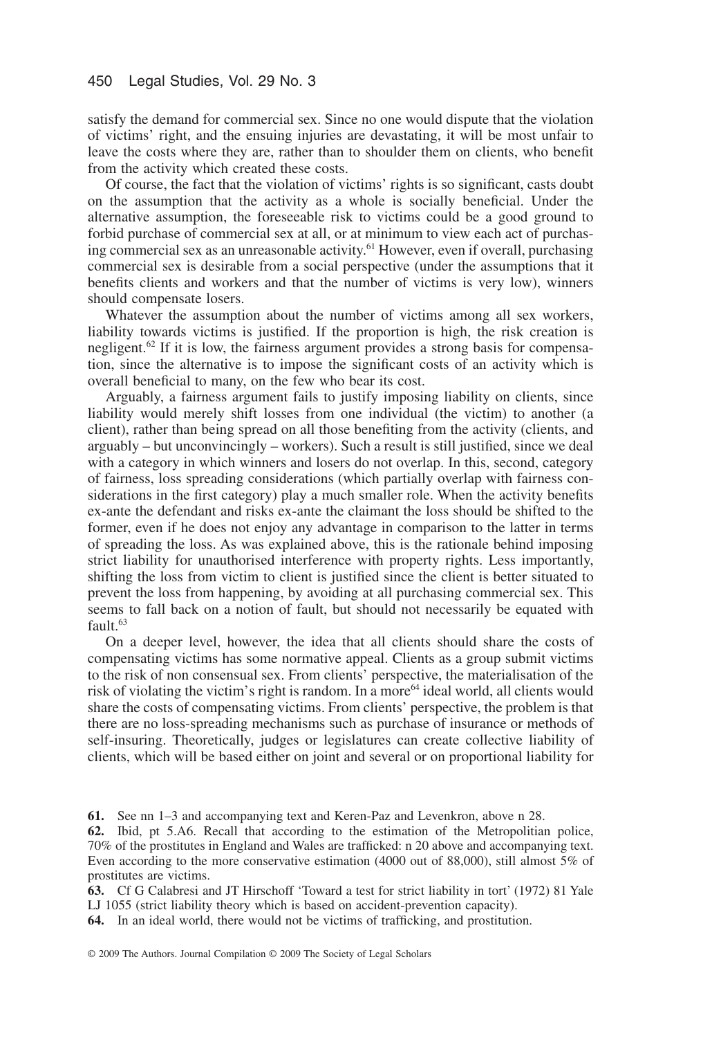satisfy the demand for commercial sex. Since no one would dispute that the violation of victims' right, and the ensuing injuries are devastating, it will be most unfair to leave the costs where they are, rather than to shoulder them on clients, who benefit from the activity which created these costs.

Of course, the fact that the violation of victims' rights is so significant, casts doubt on the assumption that the activity as a whole is socially beneficial. Under the alternative assumption, the foreseeable risk to victims could be a good ground to forbid purchase of commercial sex at all, or at minimum to view each act of purchasing commercial sex as an unreasonable activity.[61] However, even if overall, purchasing commercial sex is desirable from a social perspective (under the assumptions that it benefits clients and workers and that the number of victims is very low), winners should compensate losers.

Whatever the assumption about the number of victims among all sex workers, liability towards victims is justified. If the proportion is high, the risk creation is negligent.[62] If it is low, the fairness argument provides a strong basis for compensation, since the alternative is to impose the significant costs of an activity which is overall beneficial to many, on the few who bear its cost.

Arguably, a fairness argument fails to justify imposing liability on clients, since liability would merely shift losses from one individual (the victim) to another (a client), rather than being spread on all those benefiting from the activity (clients, and arguably – but unconvincingly – workers). Such a result is still justified, since we deal with a category in which winners and losers do not overlap. In this, second, category of fairness, loss spreading considerations (which partially overlap with fairness considerations in the first category) play a much smaller role. When the activity benefits ex-ante the defendant and risks ex-ante the claimant the loss should be shifted to the former, even if he does not enjoy any advantage in comparison to the latter in terms of spreading the loss. As was explained above, this is the rationale behind imposing strict liability for unauthorised interference with property rights. Less importantly, shifting the loss from victim to client is justified since the client is better situated to prevent the loss from happening, by avoiding at all purchasing commercial sex. This seems to fall back on a notion of fault, but should not necessarily be equated with fault.[63]

On a deeper level, however, the idea that all clients should share the costs of compensating victims has some normative appeal. Clients as a group submit victims to the risk of non consensual sex. From clients' perspective, the materialisation of the risk of violating the victim's right is random. In a more[64] ideal world, all clients would share the costs of compensating victims. From clients' perspective, the problem is that there are no loss-spreading mechanisms such as purchase of insurance or methods of self-insuring. Theoretically, judges or legislatures can create collective liability of clients, which will be based either on joint and several or on proportional liability for

**61.** See nn 1–3 and accompanying text and Keren-Paz and Levenkron, above n 28.

**62.** Ibid, pt 5.A6. Recall that according to the estimation of the Metropolitian police, 70% of the prostitutes in England and Wales are trafficked: n 20 above and accompanying text. Even according to the more conservative estimation (4000 out of 88,000), still almost 5% of prostitutes are victims.

**63.** Cf G Calabresi and JT Hirschoff 'Toward a test for strict liability in tort' (1972) 81 Yale LJ 1055 (strict liability theory which is based on accident-prevention capacity).

**64.** In an ideal world, there would not be victims of trafficking, and prostitution.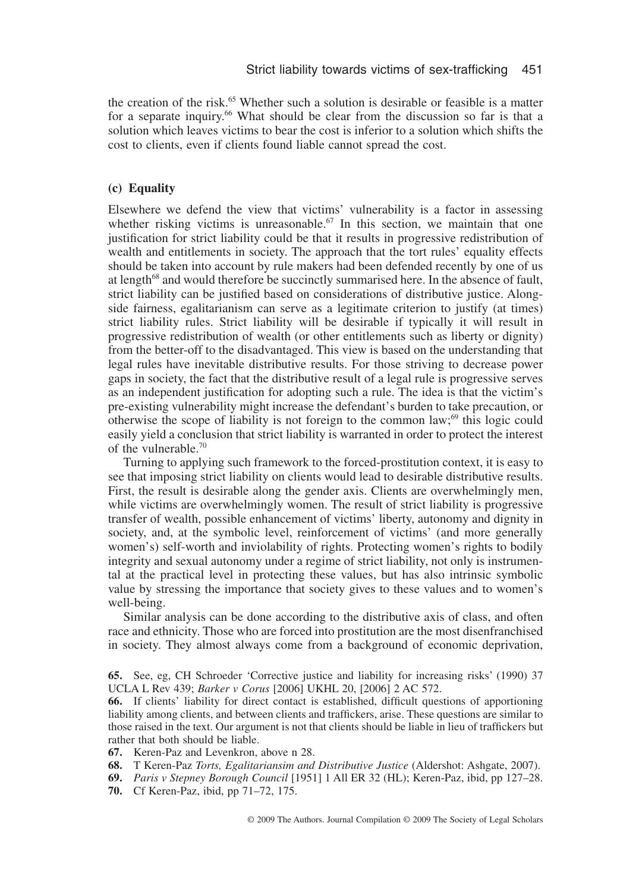the creation of the risk.[65] Whether such a solution is desirable or feasible is a matter for a separate inquiry.[66] What should be clear from the discussion so far is that a solution which leaves victims to bear the cost is inferior to a solution which shifts the cost to clients, even if clients found liable cannot spread the cost.

### (c) Equality

Elsewhere we defend the view that victims' vulnerability is a factor in assessing whether risking victims is unreasonable.[67] In this section, we maintain that one justification for strict liability could be that it results in progressive redistribution of wealth and entitlements in society. The approach that the tort rules' equality effects should be taken into account by rule makers had been defended recently by one of us at length[68] and would therefore be succinctly summarised here. In the absence of fault, strict liability can be justified based on considerations of distributive justice. Alongside fairness, egalitarianism can serve as a legitimate criterion to justify (at times) strict liability rules. Strict liability will be desirable if typically it will result in progressive redistribution of wealth (or other entitlements such as liberty or dignity) from the better-off to the disadvantaged. This view is based on the understanding that legal rules have inevitable distributive results. For those striving to decrease power gaps in society, the fact that the distributive result of a legal rule is progressive serves as an independent justification for adopting such a rule. The idea is that the victim's pre-existing vulnerability might increase the defendant's burden to take precaution, or otherwise the scope of liability is not foreign to the common law;[69] this logic could easily yield a conclusion that strict liability is warranted in order to protect the interest of the vulnerable.[70]

Turning to applying such framework to the forced-prostitution context, it is easy to see that imposing strict liability on clients would lead to desirable distributive results. First, the result is desirable along the gender axis. Clients are overwhelmingly men, while victims are overwhelmingly women. The result of strict liability is progressive transfer of wealth, possible enhancement of victims' liberty, autonomy and dignity in society, and, at the symbolic level, reinforcement of victims' (and more generally women's) self-worth and inviolability of rights. Protecting women's rights to bodily integrity and sexual autonomy under a regime of strict liability, not only is instrumental at the practical level in protecting these values, but has also intrinsic symbolic value by stressing the importance that society gives to these values and to women's well-being.

Similar analysis can be done according to the distributive axis of class, and often race and ethnicity. Those who are forced into prostitution are the most disenfranchised in society. They almost always come from a background of economic deprivation,

**65.** See, eg, CH Schroeder 'Corrective justice and liability for increasing risks' (1990) 37 UCLA L Rev 439; *Barker v Corus* [2006] UKHL 20, [2006] 2 AC 572.

**66.** If clients' liability for direct contact is established, difficult questions of apportioning liability among clients, and between clients and traffickers, arise. These questions are similar to those raised in the text. Our argument is not that clients should be liable in lieu of traffickers but rather that both should be liable.

**67.** Keren-Paz and Levenkron, above n 28.

**68.** T Keren-Paz *Torts, Egalitariansim and Distributive Justice* (Aldershot: Ashgate, 2007).

**69.** *Paris v Stepney Borough Council* [1951] 1 All ER 32 (HL); Keren-Paz, ibid, pp 127–28.

**70.** Cf Keren-Paz, ibid, pp 71–72, 175.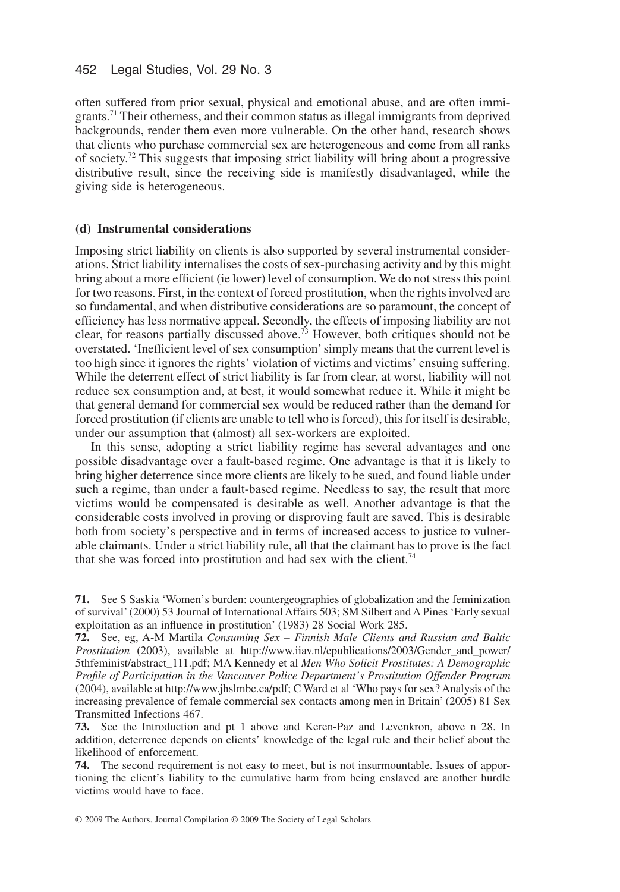often suffered from prior sexual, physical and emotional abuse, and are often immigrants.[71] Their otherness, and their common status as illegal immigrants from deprived backgrounds, render them even more vulnerable. On the other hand, research shows that clients who purchase commercial sex are heterogeneous and come from all ranks of society.[72] This suggests that imposing strict liability will bring about a progressive distributive result, since the receiving side is manifestly disadvantaged, while the giving side is heterogeneous.

### (d) Instrumental considerations

Imposing strict liability on clients is also supported by several instrumental considerations. Strict liability internalises the costs of sex-purchasing activity and by this might bring about a more efficient (ie lower) level of consumption. We do not stress this point for two reasons. First, in the context of forced prostitution, when the rights involved are so fundamental, and when distributive considerations are so paramount, the concept of efficiency has less normative appeal. Secondly, the effects of imposing liability are not clear, for reasons partially discussed above.[73] However, both critiques should not be overstated. 'Inefficient level of sex consumption' simply means that the current level is too high since it ignores the rights' violation of victims and victims' ensuing suffering. While the deterrent effect of strict liability is far from clear, at worst, liability will not reduce sex consumption and, at best, it would somewhat reduce it. While it might be that general demand for commercial sex would be reduced rather than the demand for forced prostitution (if clients are unable to tell who is forced), this for itself is desirable, under our assumption that (almost) all sex-workers are exploited.

In this sense, adopting a strict liability regime has several advantages and one possible disadvantage over a fault-based regime. One advantage is that it is likely to bring higher deterrence since more clients are likely to be sued, and found liable under such a regime, than under a fault-based regime. Needless to say, the result that more victims would be compensated is desirable as well. Another advantage is that the considerable costs involved in proving or disproving fault are saved. This is desirable both from society's perspective and in terms of increased access to justice to vulnerable claimants. Under a strict liability rule, all that the claimant has to prove is the fact that she was forced into prostitution and had sex with the client.[74]

**71.** See S Saskia 'Women's burden: countergeographies of globalization and the feminization of survival' (2000) 53 Journal of International Affairs 503; SM Silbert and A Pines 'Early sexual exploitation as an influence in prostitution' (1983) 28 Social Work 285.

**72.** See, eg, A-M Martila *Consuming Sex – Finnish Male Clients and Russian and Baltic Prostitution* (2003), available at http://www.iiav.nl/epublications/2003/Gender_and_power/5thfeminist/abstract_111.pdf; MA Kennedy et al *Men Who Solicit Prostitutes: A Demographic Profile of Participation in the Vancouver Police Department's Prostitution Offender Program* (2004), available at http://www.jhslmbc.ca/pdf; C Ward et al 'Who pays for sex? Analysis of the increasing prevalence of female commercial sex contacts among men in Britain' (2005) 81 Sex Transmitted Infections 467.

**73.** See the Introduction and pt 1 above and Keren-Paz and Levenkron, above n 28. In addition, deterrence depends on clients' knowledge of the legal rule and their belief about the likelihood of enforcement.

**74.** The second requirement is not easy to meet, but is not insurmountable. Issues of apportioning the client's liability to the cumulative harm from being enslaved are another hurdle victims would have to face.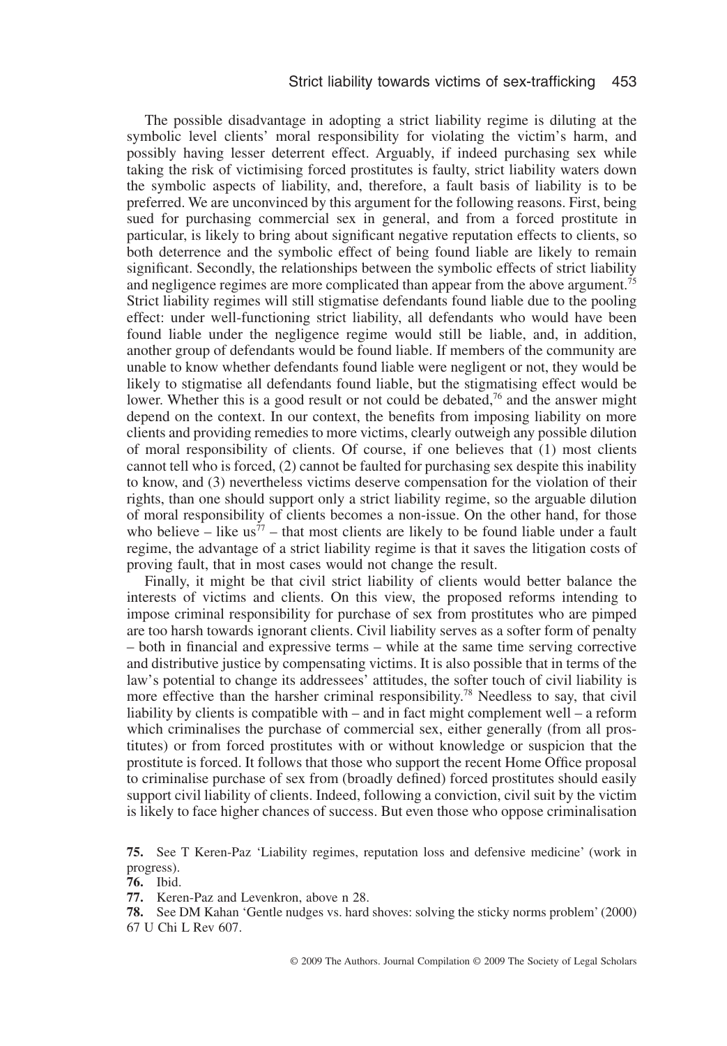The possible disadvantage in adopting a strict liability regime is diluting at the symbolic level clients' moral responsibility for violating the victim's harm, and possibly having lesser deterrent effect. Arguably, if indeed purchasing sex while taking the risk of victimising forced prostitutes is faulty, strict liability waters down the symbolic aspects of liability, and, therefore, a fault basis of liability is to be preferred. We are unconvinced by this argument for the following reasons. First, being sued for purchasing commercial sex in general, and from a forced prostitute in particular, is likely to bring about significant negative reputation effects to clients, so both deterrence and the symbolic effect of being found liable are likely to remain significant. Secondly, the relationships between the symbolic effects of strict liability and negligence regimes are more complicated than appear from the above argument.[75] Strict liability regimes will still stigmatise defendants found liable due to the pooling effect: under well-functioning strict liability, all defendants who would have been found liable under the negligence regime would still be liable, and, in addition, another group of defendants would be found liable. If members of the community are unable to know whether defendants found liable were negligent or not, they would be likely to stigmatise all defendants found liable, but the stigmatising effect would be lower. Whether this is a good result or not could be debated,[76] and the answer might depend on the context. In our context, the benefits from imposing liability on more clients and providing remedies to more victims, clearly outweigh any possible dilution of moral responsibility of clients. Of course, if one believes that (1) most clients cannot tell who is forced, (2) cannot be faulted for purchasing sex despite this inability to know, and (3) nevertheless victims deserve compensation for the violation of their rights, than one should support only a strict liability regime, so the arguable dilution of moral responsibility of clients becomes a non-issue. On the other hand, for those who believe – like us[77] – that most clients are likely to be found liable under a fault regime, the advantage of a strict liability regime is that it saves the litigation costs of proving fault, that in most cases would not change the result.

Finally, it might be that civil strict liability of clients would better balance the interests of victims and clients. On this view, the proposed reforms intending to impose criminal responsibility for purchase of sex from prostitutes who are pimped are too harsh towards ignorant clients. Civil liability serves as a softer form of penalty – both in financial and expressive terms – while at the same time serving corrective and distributive justice by compensating victims. It is also possible that in terms of the law's potential to change its addressees' attitudes, the softer touch of civil liability is more effective than the harsher criminal responsibility.[78] Needless to say, that civil liability by clients is compatible with – and in fact might complement well – a reform which criminalises the purchase of commercial sex, either generally (from all prostitutes) or from forced prostitutes with or without knowledge or suspicion that the prostitute is forced. It follows that those who support the recent Home Office proposal to criminalise purchase of sex from (broadly defined) forced prostitutes should easily support civil liability of clients. Indeed, following a conviction, civil suit by the victim is likely to face higher chances of success. But even those who oppose criminalisation

**75.** See T Keren-Paz 'Liability regimes, reputation loss and defensive medicine' (work in progress).

**76.** Ibid.

**77.** Keren-Paz and Levenkron, above n 28.

**78.** See DM Kahan 'Gentle nudges vs. hard shoves: solving the sticky norms problem' (2000) 67 U Chi L Rev 607.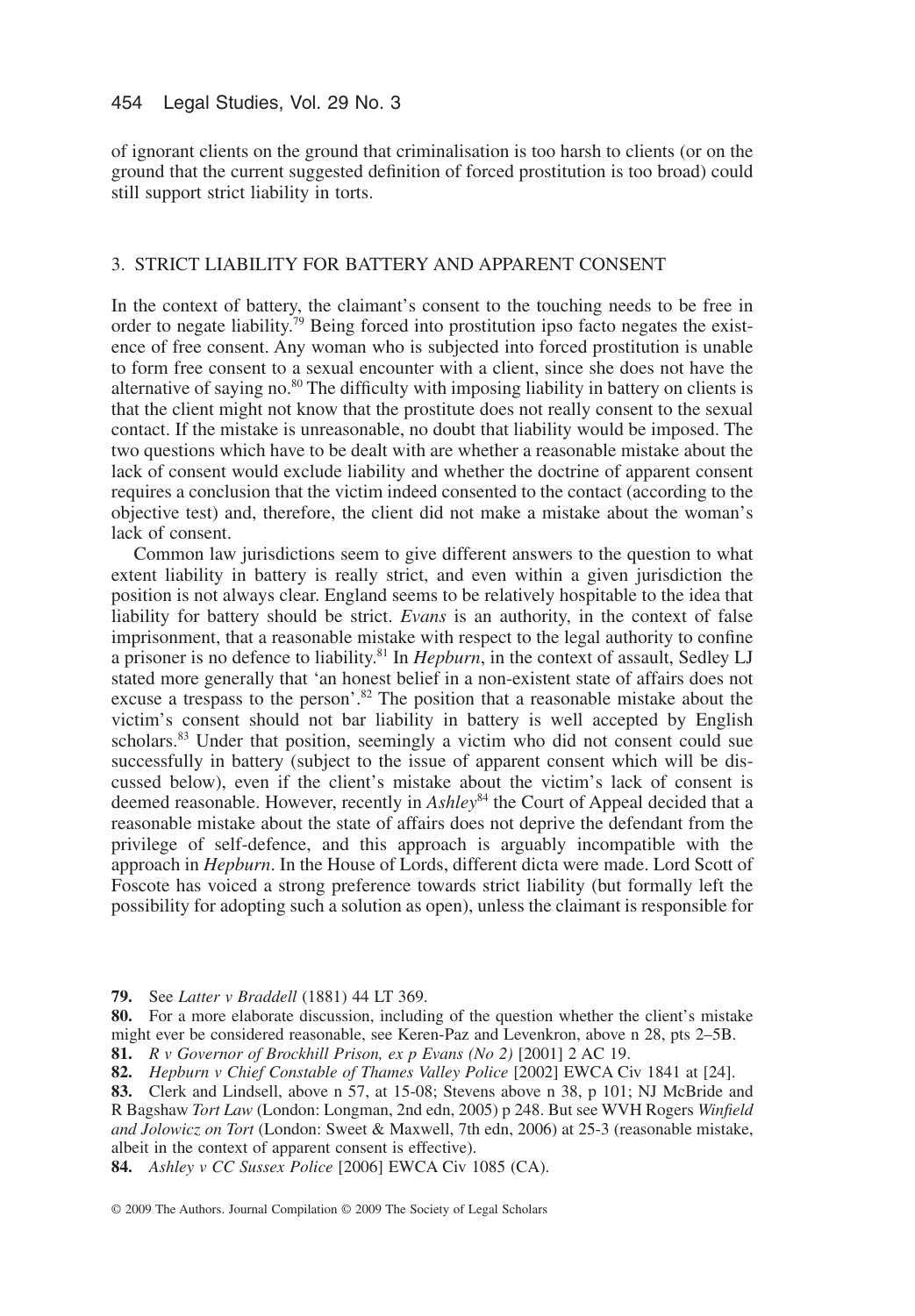of ignorant clients on the ground that criminalisation is too harsh to clients (or on the ground that the current suggested definition of forced prostitution is too broad) could still support strict liability in torts.

## 3. STRICT LIABILITY FOR BATTERY AND APPARENT CONSENT

In the context of battery, the claimant's consent to the touching needs to be free in order to negate liability.[79] Being forced into prostitution ipso facto negates the existence of free consent. Any woman who is subjected into forced prostitution is unable to form free consent to a sexual encounter with a client, since she does not have the alternative of saying no.[80] The difficulty with imposing liability in battery on clients is that the client might not know that the prostitute does not really consent to the sexual contact. If the mistake is unreasonable, no doubt that liability would be imposed. The two questions which have to be dealt with are whether a reasonable mistake about the lack of consent would exclude liability and whether the doctrine of apparent consent requires a conclusion that the victim indeed consented to the contact (according to the objective test) and, therefore, the client did not make a mistake about the woman's lack of consent.

Common law jurisdictions seem to give different answers to the question to what extent liability in battery is really strict, and even within a given jurisdiction the position is not always clear. England seems to be relatively hospitable to the idea that liability for battery should be strict. *Evans* is an authority, in the context of false imprisonment, that a reasonable mistake with respect to the legal authority to confine a prisoner is no defence to liability.[81] In *Hepburn*, in the context of assault, Sedley LJ stated more generally that 'an honest belief in a non-existent state of affairs does not excuse a trespass to the person'.[82] The position that a reasonable mistake about the victim's consent should not bar liability in battery is well accepted by English scholars.[83] Under that position, seemingly a victim who did not consent could sue successfully in battery (subject to the issue of apparent consent which will be discussed below), even if the client's mistake about the victim's lack of consent is deemed reasonable. However, recently in *Ashley*[84] the Court of Appeal decided that a reasonable mistake about the state of affairs does not deprive the defendant from the privilege of self-defence, and this approach is arguably incompatible with the approach in *Hepburn*. In the House of Lords, different dicta were made. Lord Scott of Foscote has voiced a strong preference towards strict liability (but formally left the possibility for adopting such a solution as open), unless the claimant is responsible for

**79.** See *Latter v Braddell* (1881) 44 LT 369.

**80.** For a more elaborate discussion, including of the question whether the client's mistake might ever be considered reasonable, see Keren-Paz and Levenkron, above n 28, pts 2–5B.

**81.** *R v Governor of Brockhill Prison, ex p Evans (No 2)* [2001] 2 AC 19.

**82.** *Hepburn v Chief Constable of Thames Valley Police* [2002] EWCA Civ 1841 at [24].

**83.** Clerk and Lindsell, above n 57, at 15-08; Stevens above n 38, p 101; NJ McBride and R Bagshaw *Tort Law* (London: Longman, 2nd edn, 2005) p 248. But see WVH Rogers *Winfield and Jolowicz on Tort* (London: Sweet & Maxwell, 7th edn, 2006) at 25-3 (reasonable mistake, albeit in the context of apparent consent is effective).

**84.** *Ashley v CC Sussex Police* [2006] EWCA Civ 1085 (CA).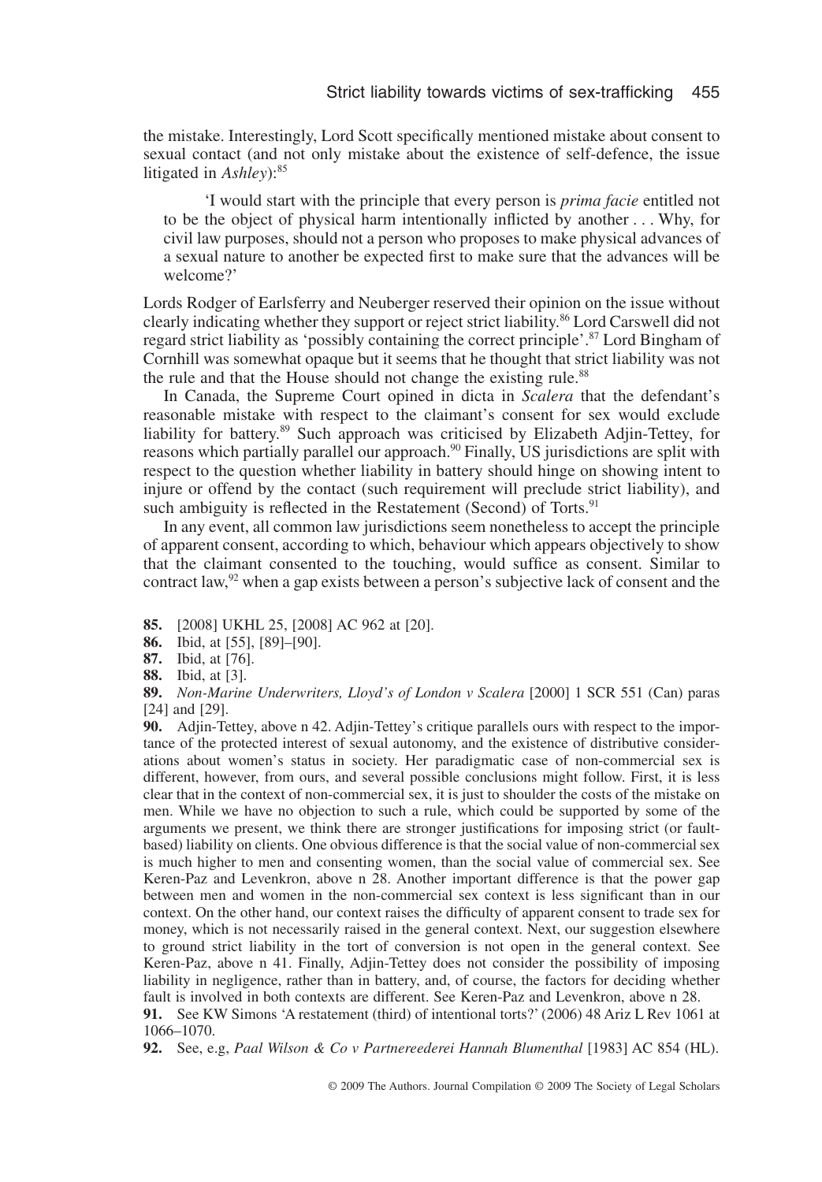the mistake. Interestingly, Lord Scott specifically mentioned mistake about consent to sexual contact (and not only mistake about the existence of self-defence, the issue litigated in *Ashley*):[85]

> 'I would start with the principle that every person is *prima facie* entitled not to be the object of physical harm intentionally inflicted by another . . . Why, for civil law purposes, should not a person who proposes to make physical advances of a sexual nature to another be expected first to make sure that the advances will be welcome?'

Lords Rodger of Earlsferry and Neuberger reserved their opinion on the issue without clearly indicating whether they support or reject strict liability.[86] Lord Carswell did not regard strict liability as 'possibly containing the correct principle'.[87] Lord Bingham of Cornhill was somewhat opaque but it seems that he thought that strict liability was not the rule and that the House should not change the existing rule.[88]

In Canada, the Supreme Court opined in dicta in *Scalera* that the defendant's reasonable mistake with respect to the claimant's consent for sex would exclude liability for battery.[89] Such approach was criticised by Elizabeth Adjin-Tettey, for reasons which partially parallel our approach.[90] Finally, US jurisdictions are split with respect to the question whether liability in battery should hinge on showing intent to injure or offend by the contact (such requirement will preclude strict liability), and such ambiguity is reflected in the Restatement (Second) of Torts.[91]

In any event, all common law jurisdictions seem nonetheless to accept the principle of apparent consent, according to which, behaviour which appears objectively to show that the claimant consented to the touching, would suffice as consent. Similar to contract law,[92] when a gap exists between a person's subjective lack of consent and the

**85.** [2008] UKHL 25, [2008] AC 962 at [20].

**86.** Ibid, at [55], [89]–[90].

**87.** Ibid, at [76].

**88.** Ibid, at [3].

**89.** *Non-Marine Underwriters, Lloyd's of London v Scalera* [2000] 1 SCR 551 (Can) paras [24] and [29].

**90.** Adjin-Tettey, above n 42. Adjin-Tettey's critique parallels ours with respect to the importance of the protected interest of sexual autonomy, and the existence of distributive considerations about women's status in society. Her paradigmatic case of non-commercial sex is different, however, from ours, and several possible conclusions might follow. First, it is less clear that in the context of non-commercial sex, it is just to shoulder the costs of the mistake on men. While we have no objection to such a rule, which could be supported by some of the arguments we present, we think there are stronger justifications for imposing strict (or fault-based) liability on clients. One obvious difference is that the social value of non-commercial sex is much higher to men and consenting women, than the social value of commercial sex. See Keren-Paz and Levenkron, above n 28. Another important difference is that the power gap between men and women in the non-commercial sex context is less significant than in our context. On the other hand, our context raises the difficulty of apparent consent to trade sex for money, which is not necessarily raised in the general context. Next, our suggestion elsewhere to ground strict liability in the tort of conversion is not open in the general context. See Keren-Paz, above n 41. Finally, Adjin-Tettey does not consider the possibility of imposing liability in negligence, rather than in battery, and, of course, the factors for deciding whether fault is involved in both contexts are different. See Keren-Paz and Levenkron, above n 28.

**91.** See KW Simons 'A restatement (third) of intentional torts?' (2006) 48 Ariz L Rev 1061 at 1066–1070.

**92.** See, e.g, *Paal Wilson & Co v Partnereederei Hannah Blumenthal* [1983] AC 854 (HL).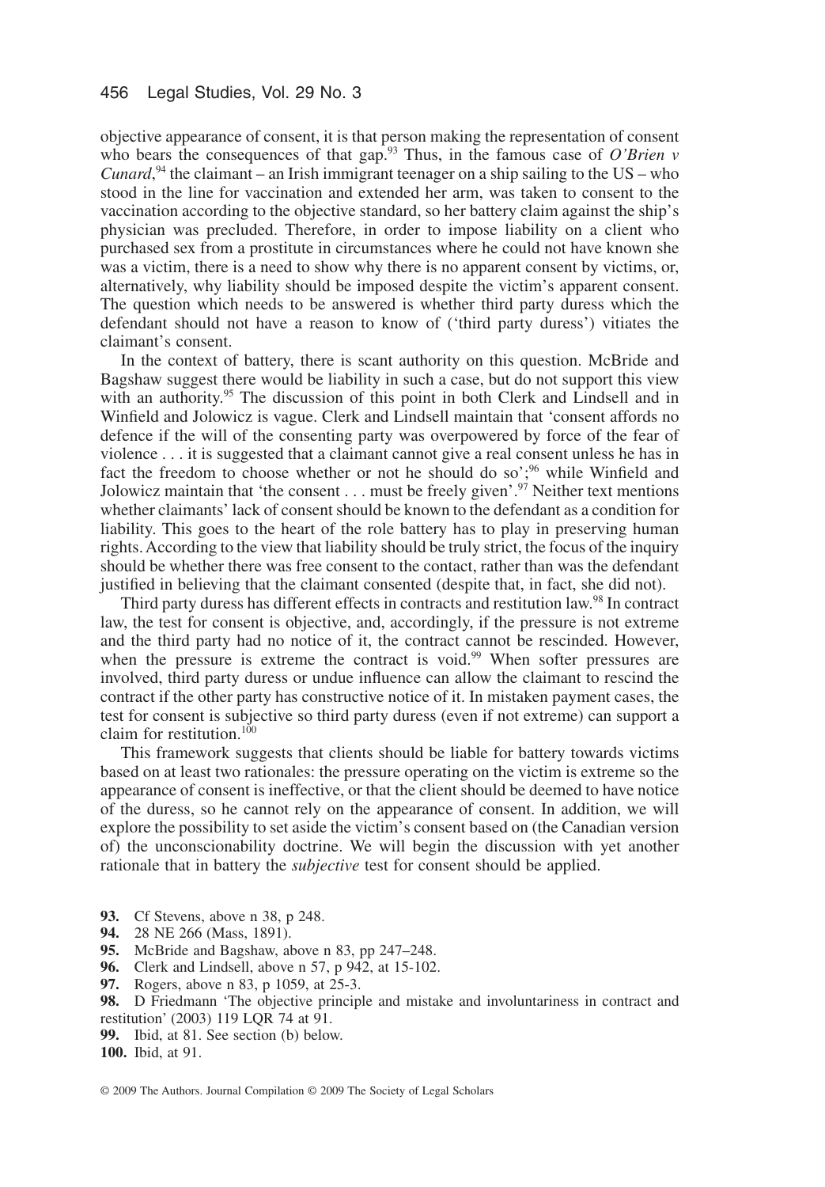objective appearance of consent, it is that person making the representation of consent who bears the consequences of that gap.[93] Thus, in the famous case of *O'Brien v Cunard*,[94] the claimant – an Irish immigrant teenager on a ship sailing to the US – who stood in the line for vaccination and extended her arm, was taken to consent to the vaccination according to the objective standard, so her battery claim against the ship's physician was precluded. Therefore, in order to impose liability on a client who purchased sex from a prostitute in circumstances where he could not have known she was a victim, there is a need to show why there is no apparent consent by victims, or, alternatively, why liability should be imposed despite the victim's apparent consent. The question which needs to be answered is whether third party duress which the defendant should not have a reason to know of ('third party duress') vitiates the claimant's consent.

In the context of battery, there is scant authority on this question. McBride and Bagshaw suggest there would be liability in such a case, but do not support this view with an authority.[95] The discussion of this point in both Clerk and Lindsell and in Winfield and Jolowicz is vague. Clerk and Lindsell maintain that 'consent affords no defence if the will of the consenting party was overpowered by force of the fear of violence . . . it is suggested that a claimant cannot give a real consent unless he has in fact the freedom to choose whether or not he should do so';[96] while Winfield and Jolowicz maintain that 'the consent . . . must be freely given'.[97] Neither text mentions whether claimants' lack of consent should be known to the defendant as a condition for liability. This goes to the heart of the role battery has to play in preserving human rights. According to the view that liability should be truly strict, the focus of the inquiry should be whether there was free consent to the contact, rather than was the defendant justified in believing that the claimant consented (despite that, in fact, she did not).

Third party duress has different effects in contracts and restitution law.[98] In contract law, the test for consent is objective, and, accordingly, if the pressure is not extreme and the third party had no notice of it, the contract cannot be rescinded. However, when the pressure is extreme the contract is void.[99] When softer pressures are involved, third party duress or undue influence can allow the claimant to rescind the contract if the other party has constructive notice of it. In mistaken payment cases, the test for consent is subjective so third party duress (even if not extreme) can support a claim for restitution.[100]

This framework suggests that clients should be liable for battery towards victims based on at least two rationales: the pressure operating on the victim is extreme so the appearance of consent is ineffective, or that the client should be deemed to have notice of the duress, so he cannot rely on the appearance of consent. In addition, we will explore the possibility to set aside the victim's consent based on (the Canadian version of) the unconscionability doctrine. We will begin the discussion with yet another rationale that in battery the *subjective* test for consent should be applied.

**93.** Cf Stevens, above n 38, p 248.

**94.** 28 NE 266 (Mass, 1891).

**95.** McBride and Bagshaw, above n 83, pp 247–248.

**96.** Clerk and Lindsell, above n 57, p 942, at 15-102.

**97.** Rogers, above n 83, p 1059, at 25-3.

**98.** D Friedmann 'The objective principle and mistake and involuntariness in contract and restitution' (2003) 119 LQR 74 at 91.

**99.** Ibid, at 81. See section (b) below.

**100.** Ibid, at 91.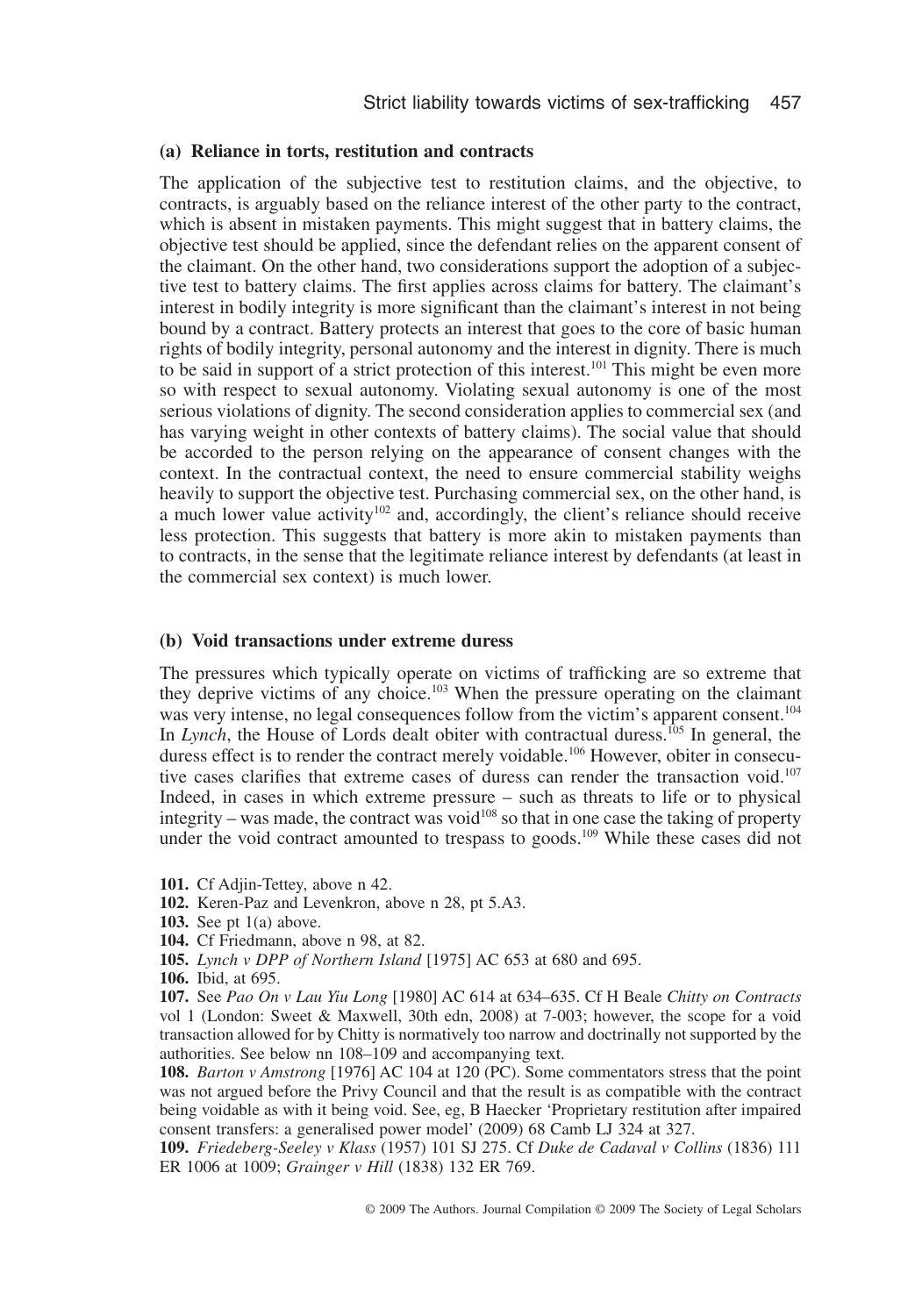### (a) Reliance in torts, restitution and contracts

The application of the subjective test to restitution claims, and the objective, to contracts, is arguably based on the reliance interest of the other party to the contract, which is absent in mistaken payments. This might suggest that in battery claims, the objective test should be applied, since the defendant relies on the apparent consent of the claimant. On the other hand, two considerations support the adoption of a subjective test to battery claims. The first applies across claims for battery. The claimant's interest in bodily integrity is more significant than the claimant's interest in not being bound by a contract. Battery protects an interest that goes to the core of basic human rights of bodily integrity, personal autonomy and the interest in dignity. There is much to be said in support of a strict protection of this interest.[101] This might be even more so with respect to sexual autonomy. Violating sexual autonomy is one of the most serious violations of dignity. The second consideration applies to commercial sex (and has varying weight in other contexts of battery claims). The social value that should be accorded to the person relying on the appearance of consent changes with the context. In the contractual context, the need to ensure commercial stability weighs heavily to support the objective test. Purchasing commercial sex, on the other hand, is a much lower value activity[102] and, accordingly, the client's reliance should receive less protection. This suggests that battery is more akin to mistaken payments than to contracts, in the sense that the legitimate reliance interest by defendants (at least in the commercial sex context) is much lower.

### (b) Void transactions under extreme duress

The pressures which typically operate on victims of trafficking are so extreme that they deprive victims of any choice.[103] When the pressure operating on the claimant was very intense, no legal consequences follow from the victim's apparent consent.[104] In *Lynch*, the House of Lords dealt obiter with contractual duress.[105] In general, the duress effect is to render the contract merely voidable.[106] However, obiter in consecutive cases clarifies that extreme cases of duress can render the transaction void.[107] Indeed, in cases in which extreme pressure – such as threats to life or to physical integrity – was made, the contract was void[108] so that in one case the taking of property under the void contract amounted to trespass to goods.[109] While these cases did not

**101.** Cf Adjin-Tettey, above n 42.

**102.** Keren-Paz and Levenkron, above n 28, pt 5.A3.

**103.** See pt 1(a) above.

**104.** Cf Friedmann, above n 98, at 82.

**105.** *Lynch v DPP of Northern Island* [1975] AC 653 at 680 and 695.

**106.** Ibid, at 695.

**107.** See *Pao On v Lau Yiu Long* [1980] AC 614 at 634–635. Cf H Beale *Chitty on Contracts* vol 1 (London: Sweet & Maxwell, 30th edn, 2008) at 7-003; however, the scope for a void transaction allowed for by Chitty is normatively too narrow and doctrinally not supported by the authorities. See below nn 108–109 and accompanying text.

**108.** *Barton v Amstrong* [1976] AC 104 at 120 (PC). Some commentators stress that the point was not argued before the Privy Council and that the result is as compatible with the contract being voidable as with it being void. See, eg, B Haecker 'Proprietary restitution after impaired consent transfers: a generalised power model' (2009) 68 Camb LJ 324 at 327.

**109.** *Friedeberg-Seeley v Klass* (1957) 101 SJ 275. Cf *Duke de Cadaval v Collins* (1836) 111 ER 1006 at 1009; *Grainger v Hill* (1838) 132 ER 769.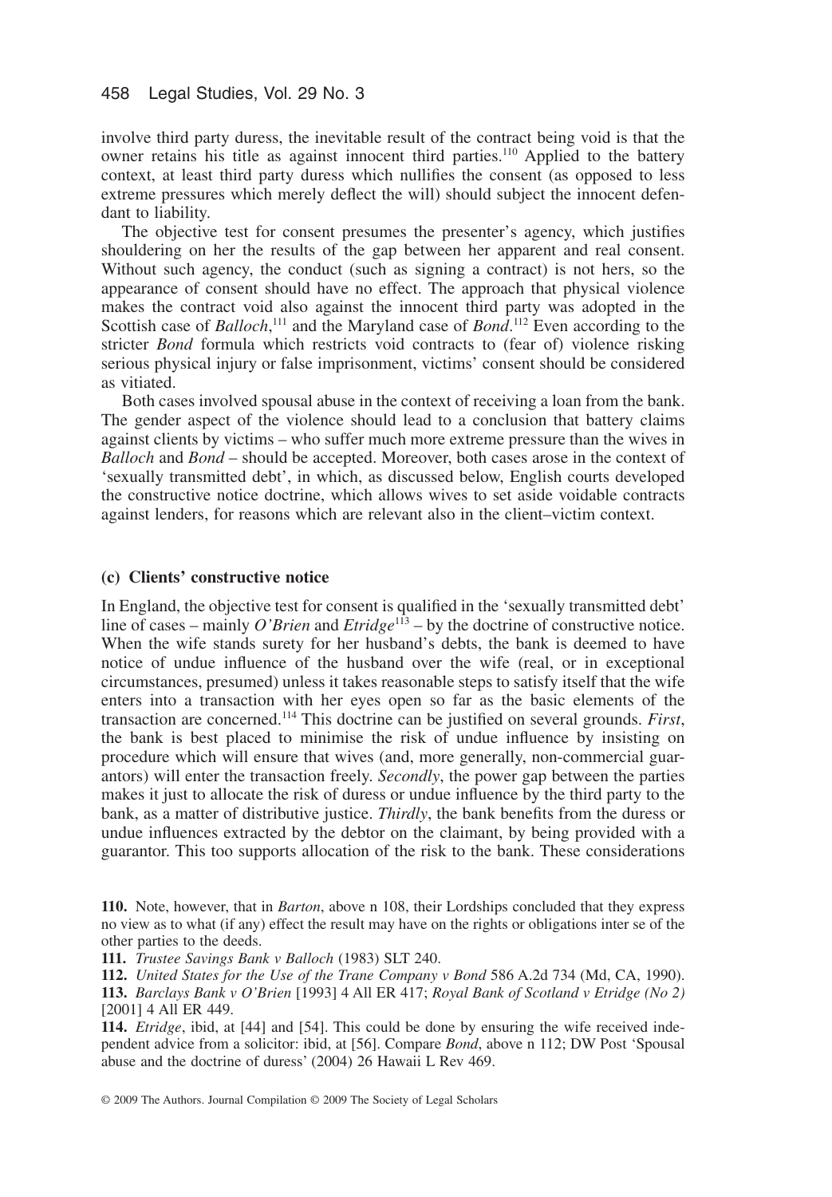involve third party duress, the inevitable result of the contract being void is that the owner retains his title as against innocent third parties.[110] Applied to the battery context, at least third party duress which nullifies the consent (as opposed to less extreme pressures which merely deflect the will) should subject the innocent defendant to liability.

The objective test for consent presumes the presenter's agency, which justifies shouldering on her the results of the gap between her apparent and real consent. Without such agency, the conduct (such as signing a contract) is not hers, so the appearance of consent should have no effect. The approach that physical violence makes the contract void also against the innocent third party was adopted in the Scottish case of *Balloch*,[111] and the Maryland case of *Bond*.[112] Even according to the stricter *Bond* formula which restricts void contracts to (fear of) violence risking serious physical injury or false imprisonment, victims' consent should be considered as vitiated.

Both cases involved spousal abuse in the context of receiving a loan from the bank. The gender aspect of the violence should lead to a conclusion that battery claims against clients by victims – who suffer much more extreme pressure than the wives in *Balloch* and *Bond* – should be accepted. Moreover, both cases arose in the context of 'sexually transmitted debt', in which, as discussed below, English courts developed the constructive notice doctrine, which allows wives to set aside voidable contracts against lenders, for reasons which are relevant also in the client–victim context.

### (c) Clients' constructive notice

In England, the objective test for consent is qualified in the 'sexually transmitted debt' line of cases – mainly *O'Brien* and *Etridge*[113] – by the doctrine of constructive notice. When the wife stands surety for her husband's debts, the bank is deemed to have notice of undue influence of the husband over the wife (real, or in exceptional circumstances, presumed) unless it takes reasonable steps to satisfy itself that the wife enters into a transaction with her eyes open so far as the basic elements of the transaction are concerned.[114] This doctrine can be justified on several grounds. *First*, the bank is best placed to minimise the risk of undue influence by insisting on procedure which will ensure that wives (and, more generally, non-commercial guarantors) will enter the transaction freely. *Secondly*, the power gap between the parties makes it just to allocate the risk of duress or undue influence by the third party to the bank, as a matter of distributive justice. *Thirdly*, the bank benefits from the duress or undue influences extracted by the debtor on the claimant, by being provided with a guarantor. This too supports allocation of the risk to the bank. These considerations

**110.** Note, however, that in *Barton*, above n 108, their Lordships concluded that they express no view as to what (if any) effect the result may have on the rights or obligations inter se of the other parties to the deeds.

**111.** *Trustee Savings Bank v Balloch* (1983) SLT 240.

**112.** *United States for the Use of the Trane Company v Bond* 586 A.2d 734 (Md, CA, 1990).

**113.** *Barclays Bank v O'Brien* [1993] 4 All ER 417; *Royal Bank of Scotland v Etridge (No 2)* [2001] 4 All ER 449.

**114.** *Etridge*, ibid, at [44] and [54]. This could be done by ensuring the wife received independent advice from a solicitor: ibid, at [56]. Compare *Bond*, above n 112; DW Post 'Spousal abuse and the doctrine of duress' (2004) 26 Hawaii L Rev 469.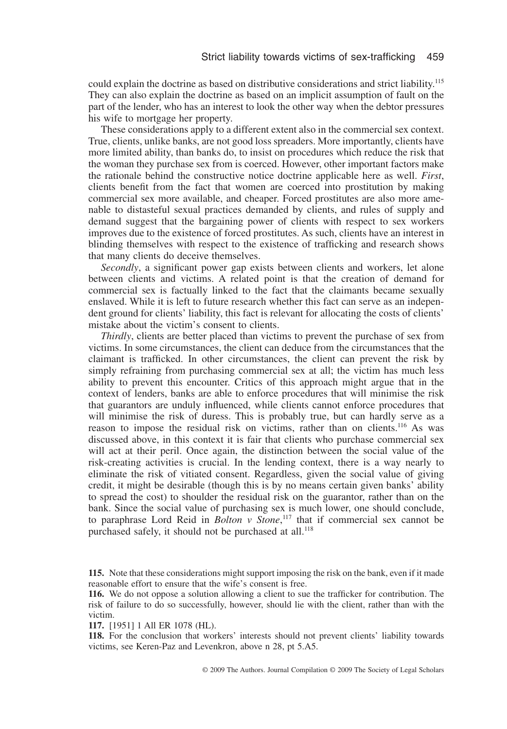could explain the doctrine as based on distributive considerations and strict liability.[115] They can also explain the doctrine as based on an implicit assumption of fault on the part of the lender, who has an interest to look the other way when the debtor pressures his wife to mortgage her property.

These considerations apply to a different extent also in the commercial sex context. True, clients, unlike banks, are not good loss spreaders. More importantly, clients have more limited ability, than banks do, to insist on procedures which reduce the risk that the woman they purchase sex from is coerced. However, other important factors make the rationale behind the constructive notice doctrine applicable here as well. *First*, clients benefit from the fact that women are coerced into prostitution by making commercial sex more available, and cheaper. Forced prostitutes are also more amenable to distasteful sexual practices demanded by clients, and rules of supply and demand suggest that the bargaining power of clients with respect to sex workers improves due to the existence of forced prostitutes. As such, clients have an interest in blinding themselves with respect to the existence of trafficking and research shows that many clients do deceive themselves.

*Secondly*, a significant power gap exists between clients and workers, let alone between clients and victims. A related point is that the creation of demand for commercial sex is factually linked to the fact that the claimants became sexually enslaved. While it is left to future research whether this fact can serve as an independent ground for clients' liability, this fact is relevant for allocating the costs of clients' mistake about the victim's consent to clients.

*Thirdly*, clients are better placed than victims to prevent the purchase of sex from victims. In some circumstances, the client can deduce from the circumstances that the claimant is trafficked. In other circumstances, the client can prevent the risk by simply refraining from purchasing commercial sex at all; the victim has much less ability to prevent this encounter. Critics of this approach might argue that in the context of lenders, banks are able to enforce procedures that will minimise the risk that guarantors are unduly influenced, while clients cannot enforce procedures that will minimise the risk of duress. This is probably true, but can hardly serve as a reason to impose the residual risk on victims, rather than on clients.[116] As was discussed above, in this context it is fair that clients who purchase commercial sex will act at their peril. Once again, the distinction between the social value of the risk-creating activities is crucial. In the lending context, there is a way nearly to eliminate the risk of vitiated consent. Regardless, given the social value of giving credit, it might be desirable (though this is by no means certain given banks' ability to spread the cost) to shoulder the residual risk on the guarantor, rather than on the bank. Since the social value of purchasing sex is much lower, one should conclude, to paraphrase Lord Reid in *Bolton v Stone*,[117] that if commercial sex cannot be purchased safely, it should not be purchased at all.[118]

**115.** Note that these considerations might support imposing the risk on the bank, even if it made reasonable effort to ensure that the wife's consent is free.

**116.** We do not oppose a solution allowing a client to sue the trafficker for contribution. The risk of failure to do so successfully, however, should lie with the client, rather than with the victim.

**117.** [1951] 1 All ER 1078 (HL).

**118.** For the conclusion that workers' interests should not prevent clients' liability towards victims, see Keren-Paz and Levenkron, above n 28, pt 5.A5.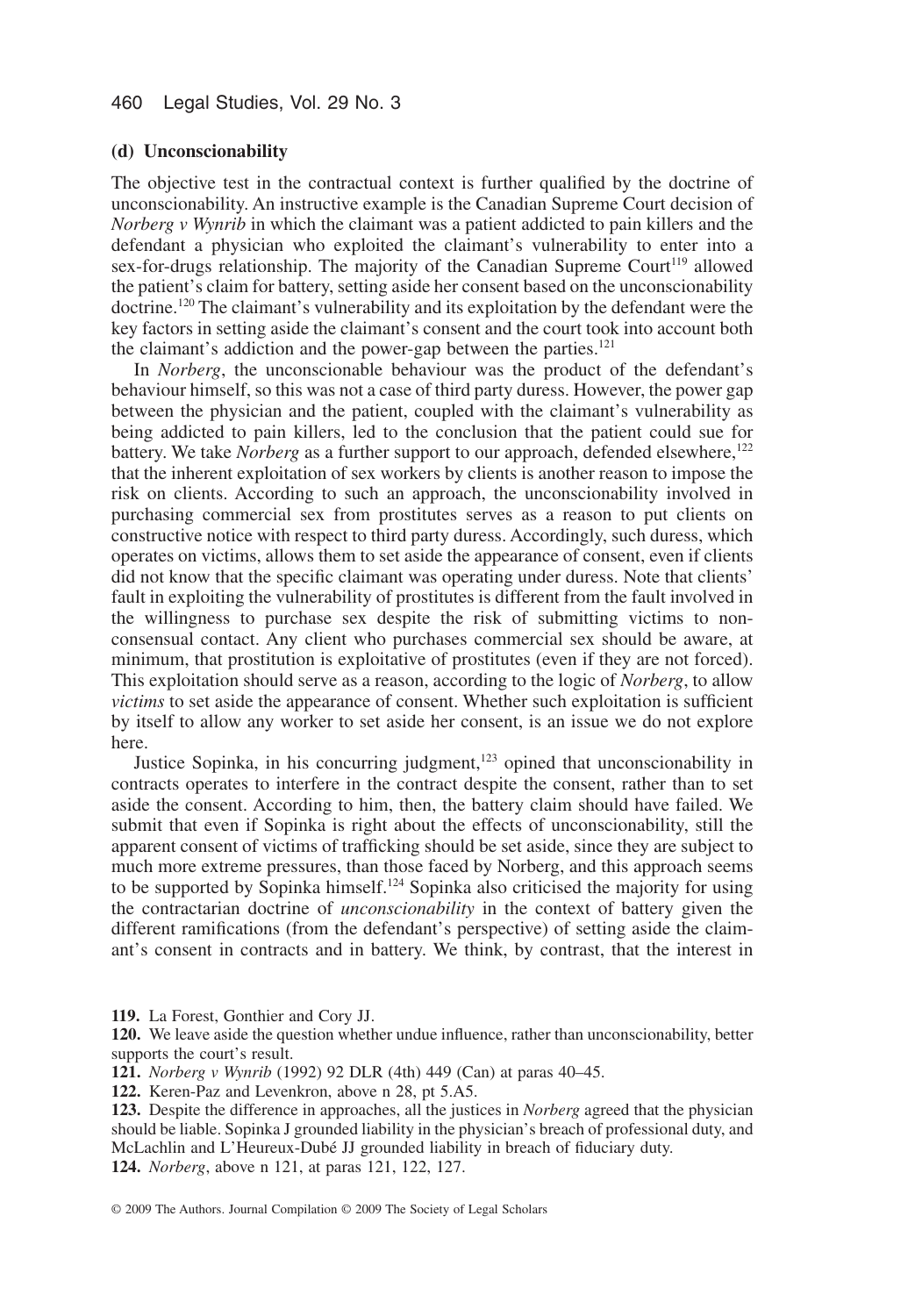### (d) Unconscionability

The objective test in the contractual context is further qualified by the doctrine of unconscionability. An instructive example is the Canadian Supreme Court decision of *Norberg v Wynrib* in which the claimant was a patient addicted to pain killers and the defendant a physician who exploited the claimant's vulnerability to enter into a sex-for-drugs relationship. The majority of the Canadian Supreme Court[119] allowed the patient's claim for battery, setting aside her consent based on the unconscionability doctrine.[120] The claimant's vulnerability and its exploitation by the defendant were the key factors in setting aside the claimant's consent and the court took into account both the claimant's addiction and the power-gap between the parties.[121]

In *Norberg*, the unconscionable behaviour was the product of the defendant's behaviour himself, so this was not a case of third party duress. However, the power gap between the physician and the patient, coupled with the claimant's vulnerability as being addicted to pain killers, led to the conclusion that the patient could sue for battery. We take *Norberg* as a further support to our approach, defended elsewhere,[122] that the inherent exploitation of sex workers by clients is another reason to impose the risk on clients. According to such an approach, the unconscionability involved in purchasing commercial sex from prostitutes serves as a reason to put clients on constructive notice with respect to third party duress. Accordingly, such duress, which operates on victims, allows them to set aside the appearance of consent, even if clients did not know that the specific claimant was operating under duress. Note that clients' fault in exploiting the vulnerability of prostitutes is different from the fault involved in the willingness to purchase sex despite the risk of submitting victims to non-consensual contact. Any client who purchases commercial sex should be aware, at minimum, that prostitution is exploitative of prostitutes (even if they are not forced). This exploitation should serve as a reason, according to the logic of *Norberg*, to allow *victims* to set aside the appearance of consent. Whether such exploitation is sufficient by itself to allow any worker to set aside her consent, is an issue we do not explore here.

Justice Sopinka, in his concurring judgment,[123] opined that unconscionability in contracts operates to interfere in the contract despite the consent, rather than to set aside the consent. According to him, then, the battery claim should have failed. We submit that even if Sopinka is right about the effects of unconscionability, still the apparent consent of victims of trafficking should be set aside, since they are subject to much more extreme pressures, than those faced by Norberg, and this approach seems to be supported by Sopinka himself.[124] Sopinka also criticised the majority for using the contractarian doctrine of *unconscionability* in the context of battery given the different ramifications (from the defendant's perspective) of setting aside the claimant's consent in contracts and in battery. We think, by contrast, that the interest in

**119.** La Forest, Gonthier and Cory JJ.

**120.** We leave aside the question whether undue influence, rather than unconscionability, better supports the court's result.

**121.** *Norberg v Wynrib* (1992) 92 DLR (4th) 449 (Can) at paras 40–45.

**122.** Keren-Paz and Levenkron, above n 28, pt 5.A5.

**123.** Despite the difference in approaches, all the justices in *Norberg* agreed that the physician should be liable. Sopinka J grounded liability in the physician's breach of professional duty, and McLachlin and L'Heureux-Dubé JJ grounded liability in breach of fiduciary duty.

**124.** *Norberg*, above n 121, at paras 121, 122, 127.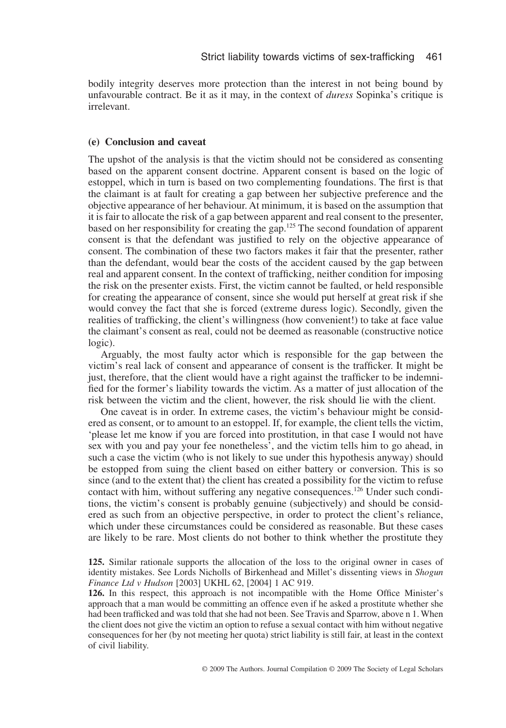bodily integrity deserves more protection than the interest in not being bound by unfavourable contract. Be it as it may, in the context of *duress* Sopinka's critique is irrelevant.

### (e) Conclusion and caveat

The upshot of the analysis is that the victim should not be considered as consenting based on the apparent consent doctrine. Apparent consent is based on the logic of estoppel, which in turn is based on two complementing foundations. The first is that the claimant is at fault for creating a gap between her subjective preference and the objective appearance of her behaviour. At minimum, it is based on the assumption that it is fair to allocate the risk of a gap between apparent and real consent to the presenter, based on her responsibility for creating the gap.[125] The second foundation of apparent consent is that the defendant was justified to rely on the objective appearance of consent. The combination of these two factors makes it fair that the presenter, rather than the defendant, would bear the costs of the accident caused by the gap between real and apparent consent. In the context of trafficking, neither condition for imposing the risk on the presenter exists. First, the victim cannot be faulted, or held responsible for creating the appearance of consent, since she would put herself at great risk if she would convey the fact that she is forced (extreme duress logic). Secondly, given the realities of trafficking, the client's willingness (how convenient!) to take at face value the claimant's consent as real, could not be deemed as reasonable (constructive notice logic).

Arguably, the most faulty actor which is responsible for the gap between the victim's real lack of consent and appearance of consent is the trafficker. It might be just, therefore, that the client would have a right against the trafficker to be indemnified for the former's liability towards the victim. As a matter of just allocation of the risk between the victim and the client, however, the risk should lie with the client.

One caveat is in order. In extreme cases, the victim's behaviour might be considered as consent, or to amount to an estoppel. If, for example, the client tells the victim, 'please let me know if you are forced into prostitution, in that case I would not have sex with you and pay your fee nonetheless', and the victim tells him to go ahead, in such a case the victim (who is not likely to sue under this hypothesis anyway) should be estopped from suing the client based on either battery or conversion. This is so since (and to the extent that) the client has created a possibility for the victim to refuse contact with him, without suffering any negative consequences.[126] Under such conditions, the victim's consent is probably genuine (subjectively) and should be considered as such from an objective perspective, in order to protect the client's reliance, which under these circumstances could be considered as reasonable. But these cases are likely to be rare. Most clients do not bother to think whether the prostitute they

**125.** Similar rationale supports the allocation of the loss to the original owner in cases of identity mistakes. See Lords Nicholls of Birkenhead and Millet's dissenting views in *Shogun Finance Ltd v Hudson* [2003] UKHL 62, [2004] 1 AC 919.

**126.** In this respect, this approach is not incompatible with the Home Office Minister's approach that a man would be committing an offence even if he asked a prostitute whether she had been trafficked and was told that she had not been. See Travis and Sparrow, above n 1. When the client does not give the victim an option to refuse a sexual contact with him without negative consequences for her (by not meeting her quota) strict liability is still fair, at least in the context of civil liability.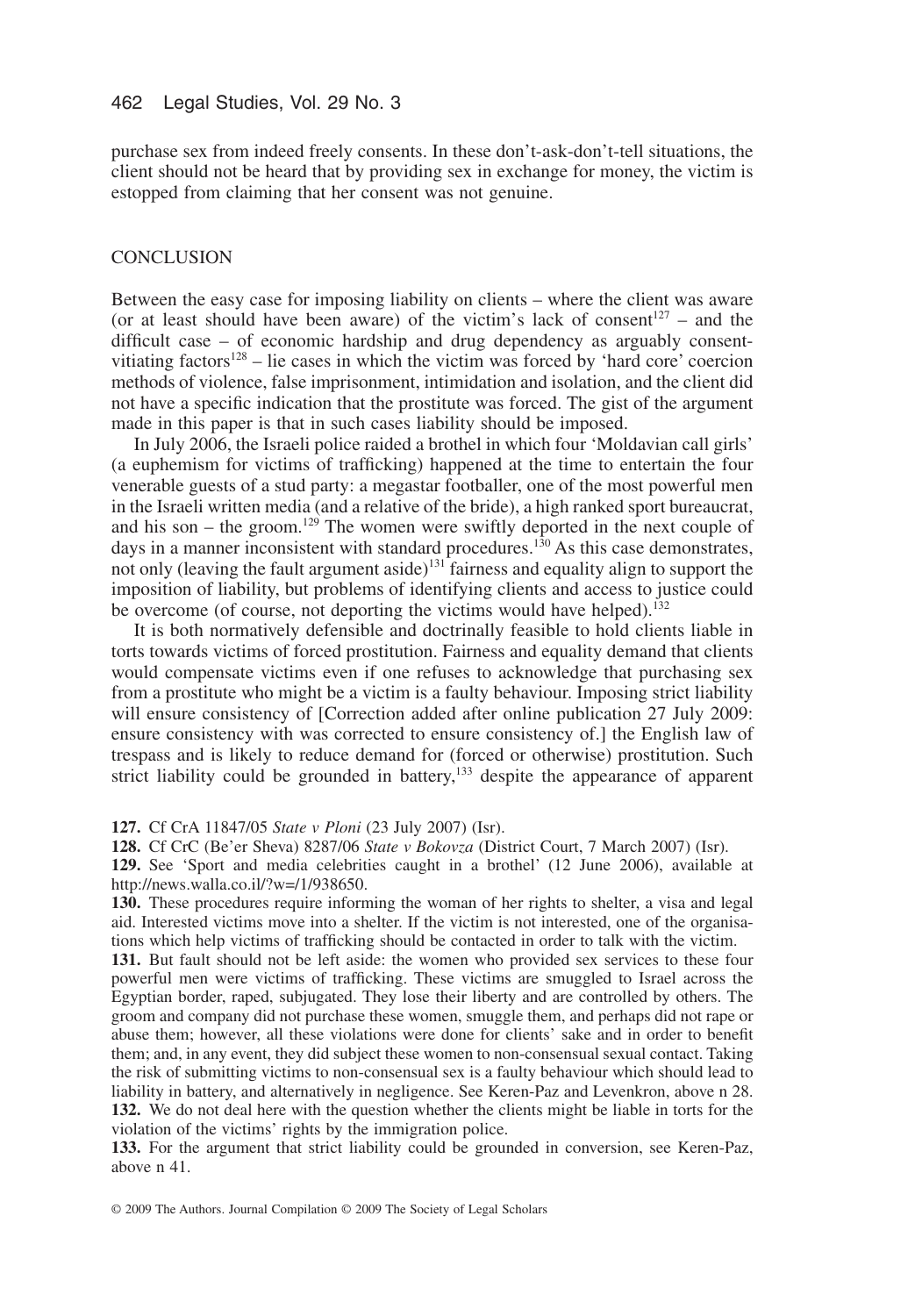purchase sex from indeed freely consents. In these don't-ask-don't-tell situations, the client should not be heard that by providing sex in exchange for money, the victim is estopped from claiming that her consent was not genuine.

## CONCLUSION

Between the easy case for imposing liability on clients – where the client was aware (or at least should have been aware) of the victim's lack of consent[127] – and the difficult case – of economic hardship and drug dependency as arguably consent-vitiating factors[128] – lie cases in which the victim was forced by 'hard core' coercion methods of violence, false imprisonment, intimidation and isolation, and the client did not have a specific indication that the prostitute was forced. The gist of the argument made in this paper is that in such cases liability should be imposed.

In July 2006, the Israeli police raided a brothel in which four 'Moldavian call girls' (a euphemism for victims of trafficking) happened at the time to entertain the four venerable guests of a stud party: a megastar footballer, one of the most powerful men in the Israeli written media (and a relative of the bride), a high ranked sport bureaucrat, and his son – the groom.[129] The women were swiftly deported in the next couple of days in a manner inconsistent with standard procedures.[130] As this case demonstrates, not only (leaving the fault argument aside)[131] fairness and equality align to support the imposition of liability, but problems of identifying clients and access to justice could be overcome (of course, not deporting the victims would have helped).[132]

It is both normatively defensible and doctrinally feasible to hold clients liable in torts towards victims of forced prostitution. Fairness and equality demand that clients would compensate victims even if one refuses to acknowledge that purchasing sex from a prostitute who might be a victim is a faulty behaviour. Imposing strict liability will ensure consistency of [Correction added after online publication 27 July 2009: ensure consistency with was corrected to ensure consistency of.] the English law of trespass and is likely to reduce demand for (forced or otherwise) prostitution. Such strict liability could be grounded in battery,[133] despite the appearance of apparent

**127.** Cf CrA 11847/05 *State v Ploni* (23 July 2007) (Isr).

**128.** Cf CrC (Be'er Sheva) 8287/06 *State v Bokovza* (District Court, 7 March 2007) (Isr).

**129.** See 'Sport and media celebrities caught in a brothel' (12 June 2006), available at http://news.walla.co.il/?w=/1/938650.

**130.** These procedures require informing the woman of her rights to shelter, a visa and legal aid. Interested victims move into a shelter. If the victim is not interested, one of the organisations which help victims of trafficking should be contacted in order to talk with the victim.

**131.** But fault should not be left aside: the women who provided sex services to these four powerful men were victims of trafficking. These victims are smuggled to Israel across the Egyptian border, raped, subjugated. They lose their liberty and are controlled by others. The groom and company did not purchase these women, smuggle them, and perhaps did not rape or abuse them; however, all these violations were done for clients' sake and in order to benefit them; and, in any event, they did subject these women to non-consensual sexual contact. Taking the risk of submitting victims to non-consensual sex is a faulty behaviour which should lead to liability in battery, and alternatively in negligence. See Keren-Paz and Levenkron, above n 28.

**132.** We do not deal here with the question whether the clients might be liable in torts for the violation of the victims' rights by the immigration police.

**133.** For the argument that strict liability could be grounded in conversion, see Keren-Paz, above n 41.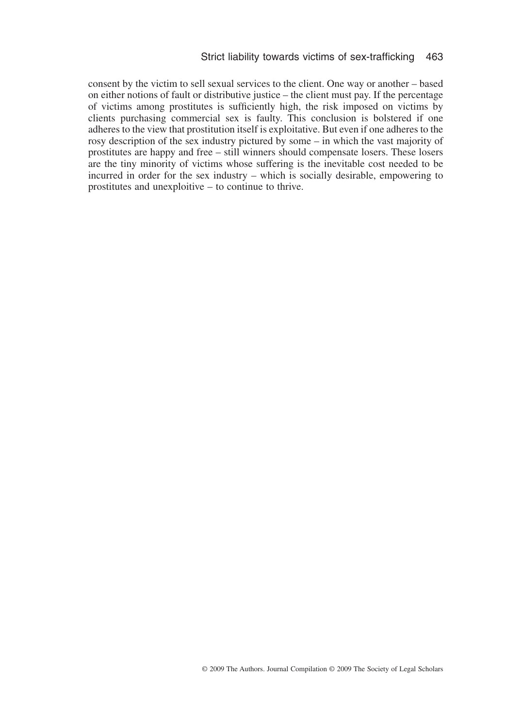consent by the victim to sell sexual services to the client. One way or another – based on either notions of fault or distributive justice – the client must pay. If the percentage of victims among prostitutes is sufficiently high, the risk imposed on victims by clients purchasing commercial sex is faulty. This conclusion is bolstered if one adheres to the view that prostitution itself is exploitative. But even if one adheres to the rosy description of the sex industry pictured by some – in which the vast majority of prostitutes are happy and free – still winners should compensate losers. These losers are the tiny minority of victims whose suffering is the inevitable cost needed to be incurred in order for the sex industry – which is socially desirable, empowering to prostitutes and unexploitive – to continue to thrive.